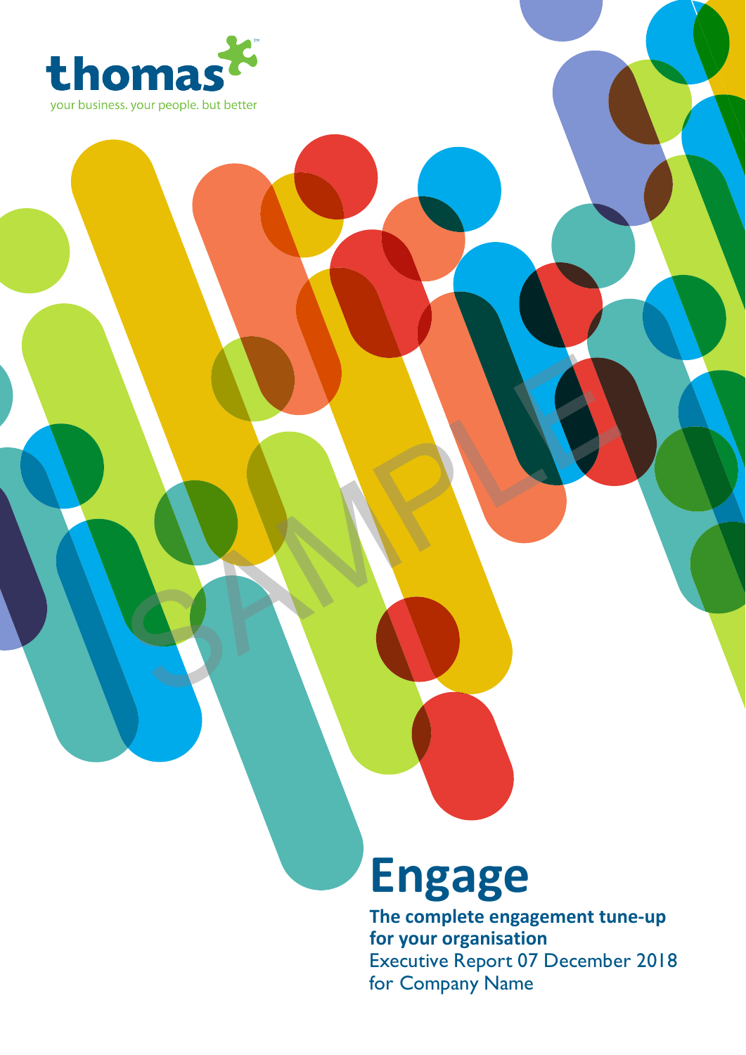thomas

your business. your people. but better

SAMPLE

# Engage

**The complete engagement tune-up for your organisation**

Executive Report 07 December 2018 for Company Name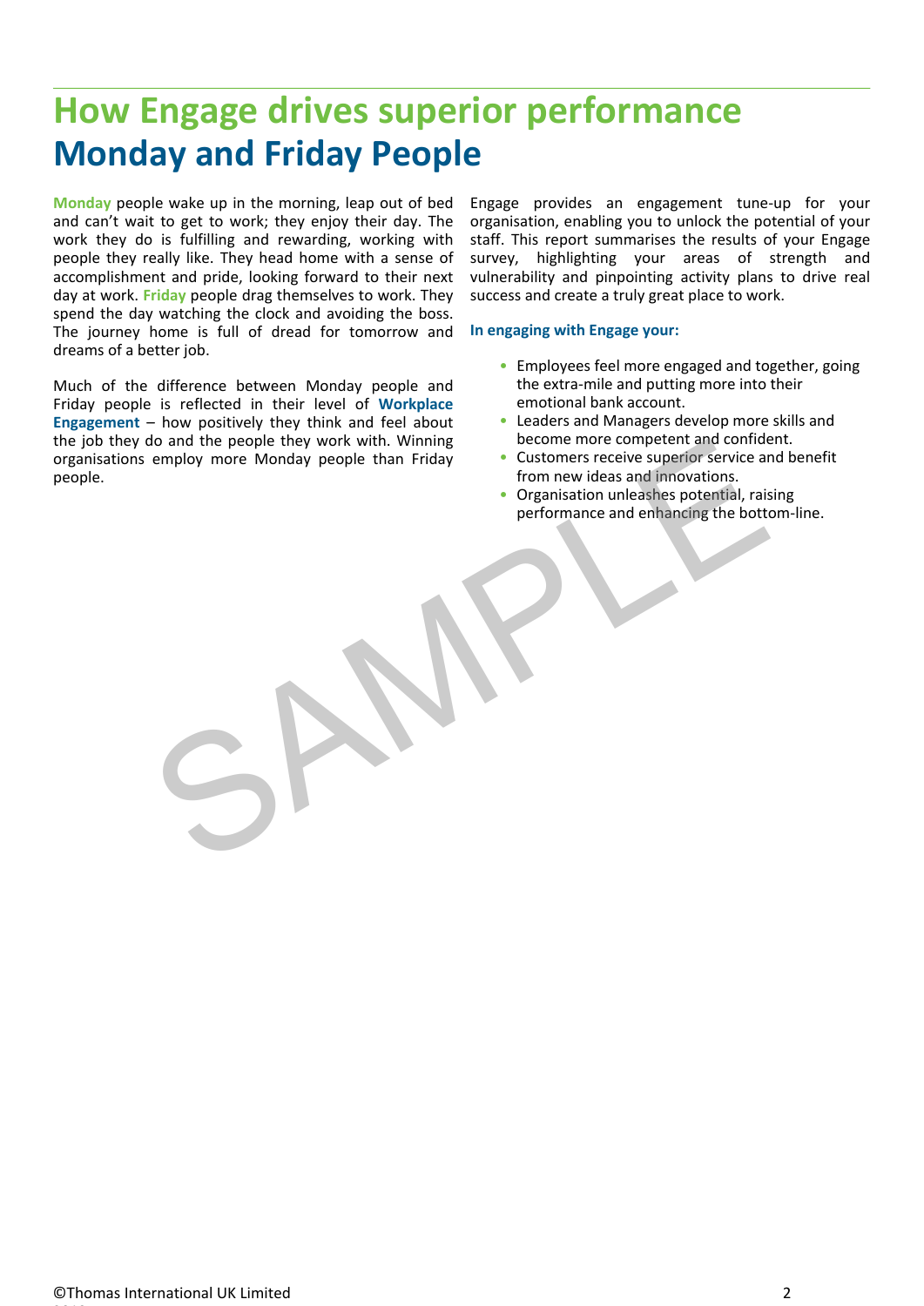# How Engage drives superior performance
## Monday and Friday People

**Monday** people wake up in the morning, leap out of bed and can't wait to get to work; they enjoy their day. The work they do is fulfilling and rewarding, working with people they really like. They head home with a sense of accomplishment and pride, looking forward to their next day at work. **Friday** people drag themselves to work. They spend the day watching the clock and avoiding the boss. The journey home is full of dread for tomorrow and dreams of a better job.

Much of the difference between Monday people and Friday people is reflected in their level of **Workplace Engagement** – how positively they think and feel about the job they do and the people they work with. Winning organisations employ more Monday people than Friday people.

Engage provides an engagement tune-up for your organisation, enabling you to unlock the potential of your staff. This report summarises the results of your Engage survey, highlighting your areas of strength and vulnerability and pinpointing activity plans to drive real success and create a truly great place to work.

**In engaging with Engage your:**

- Employees feel more engaged and together, going the extra-mile and putting more into their emotional bank account.
- Leaders and Managers develop more skills and become more competent and confident.
- Customers receive superior service and benefit from new ideas and innovations.
- Organisation unleashes potential, raising performance and enhancing the bottom-line.

SAMPLE

©Thomas International UK Limited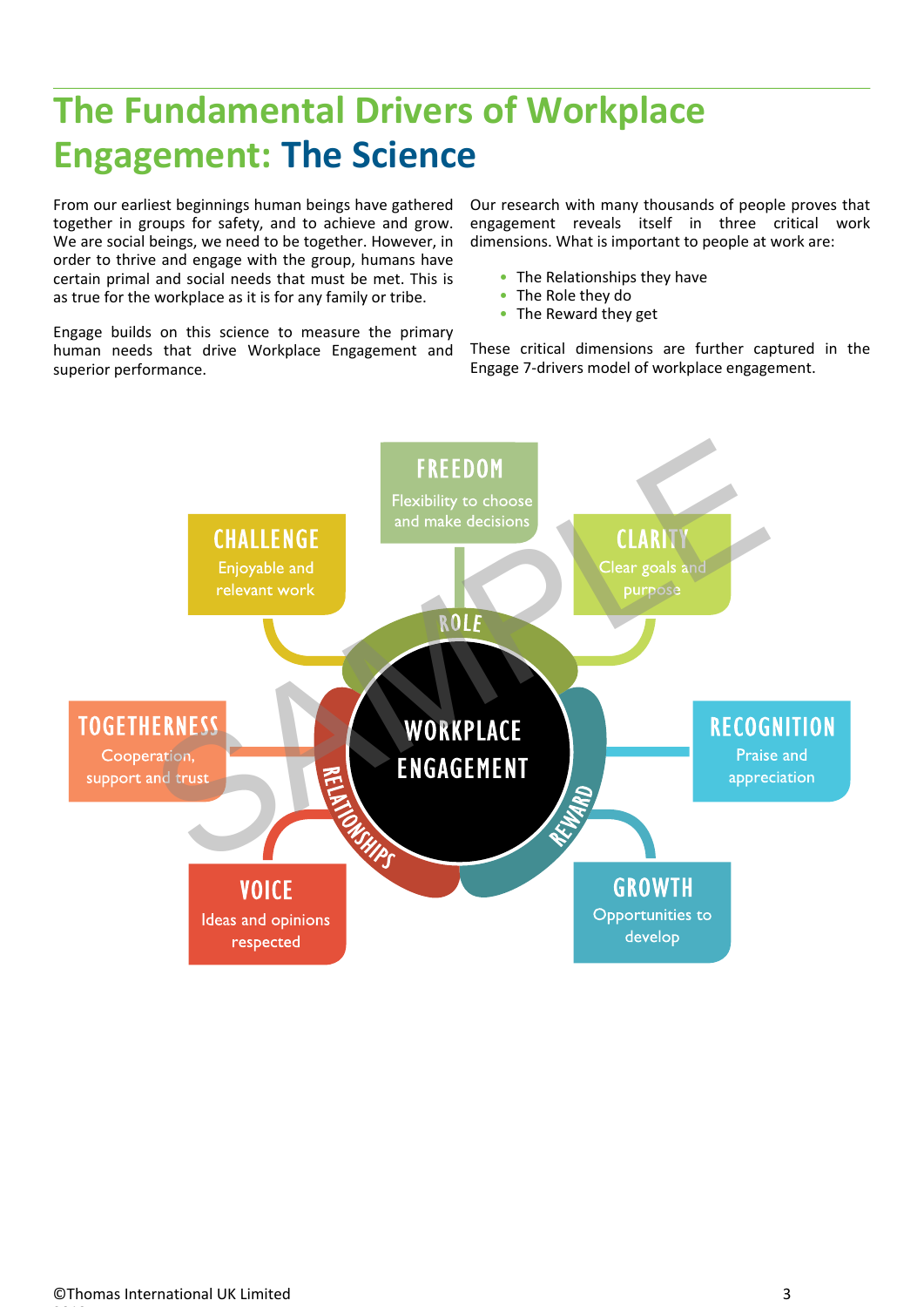# The Fundamental Drivers of Workplace Engagement: The Science

From our earliest beginnings human beings have gathered together in groups for safety, and to achieve and grow. We are social beings, we need to be together. However, in order to thrive and engage with the group, humans have certain primal and social needs that must be met. This is as true for the workplace as it is for any family or tribe.

Engage builds on this science to measure the primary human needs that drive Workplace Engagement and superior performance.

Our research with many thousands of people proves that engagement reveals itself in three critical work dimensions. What is important to people at work are:

- The Relationships they have
- The Role they do
- The Reward they get

These critical dimensions are further captured in the Engage 7-drivers model of workplace engagement.

WORKPLACE ENGAGEMENT

ROLE

- **FREEDOM** Flexibility to choose and make decisions
- **CHALLENGE** Enjoyable and relevant work
- **CLARITY** Clear goals and purpose

RELATIONSHIPS

- **TOGETHERNESS** Cooperation, support and trust
- **VOICE** Ideas and opinions respected

REWARD

- **RECOGNITION** Praise and appreciation
- **GROWTH** Opportunities to develop

©Thomas International UK Limited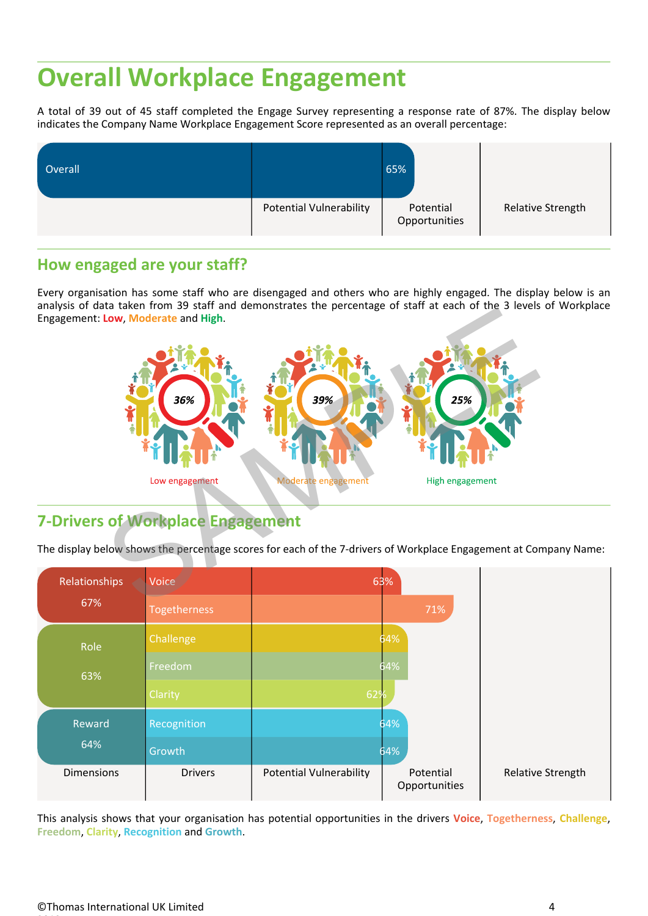# Overall Workplace Engagement

A total of 39 out of 45 staff completed the Engage Survey representing a response rate of 87%. The display below indicates the Company Name Workplace Engagement Score represented as an overall percentage:

| | Potential Vulnerability | Potential Opportunities | Relative Strength |
|---|---|---|---|
| Overall | 65% | | |

## How engaged are your staff?

Every organisation has some staff who are disengaged and others who are highly engaged. The display below is an analysis of data taken from 39 staff and demonstrates the percentage of staff at each of the 3 levels of Workplace Engagement: **Low**, **Moderate** and **High**.

| Low engagement | Moderate engagement | High engagement |
|---|---|---|
| 36% | 39% | 25% |

## 7-Drivers of Workplace Engagement

The display below shows the percentage scores for each of the 7-drivers of Workplace Engagement at Company Name:

| Dimensions | Drivers | Score |
|---|---|---|
| Relationships 67% | Voice | 63% |
| | Togetherness | 71% |
| Role 63% | Challenge | 64% |
| | Freedom | 64% |
| | Clarity | 62% |
| Reward 64% | Recognition | 64% |
| | Growth | 64% |

Scale: Potential Vulnerability | Potential Opportunities | Relative Strength

This analysis shows that your organisation has potential opportunities in the drivers **Voice**, **Togetherness**, **Challenge**, **Freedom**, **Clarity**, **Recognition** and **Growth**.

©Thomas International UK Limited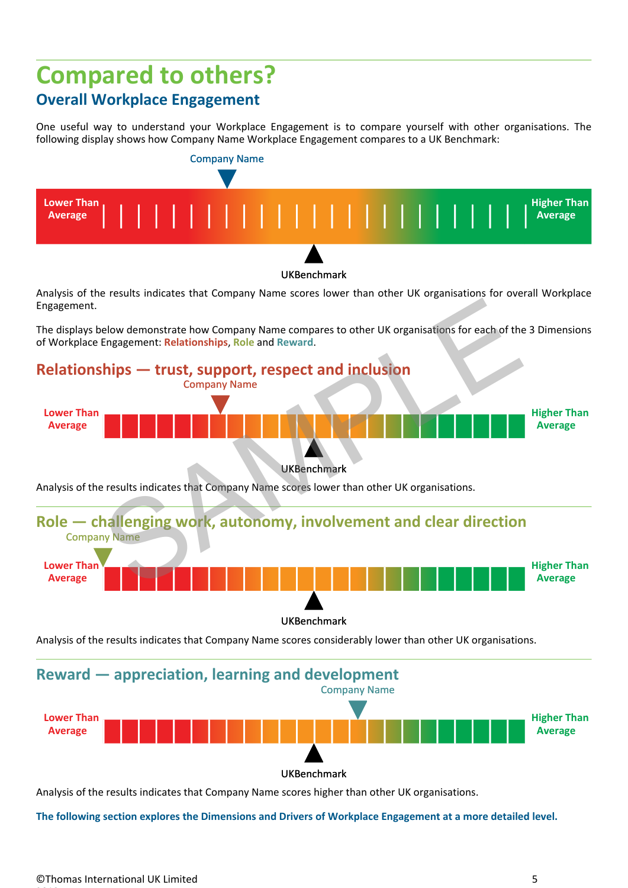# Compared to others?

## Overall Workplace Engagement

One useful way to understand your Workplace Engagement is to compare yourself with other organisations. The following display shows how Company Name Workplace Engagement compares to a UK Benchmark:

Company Name

Lower Than Average | Higher Than Average

UKBenchmark

Analysis of the results indicates that Company Name scores lower than other UK organisations for overall Workplace Engagement.

The displays below demonstrate how Company Name compares to other UK organisations for each of the 3 Dimensions of Workplace Engagement: **Relationships**, **Role** and **Reward**.

## Relationships — trust, support, respect and inclusion

Company Name

Lower Than Average | Higher Than Average

UKBenchmark

Analysis of the results indicates that Company Name scores lower than other UK organisations.

## Role — challenging work, autonomy, involvement and clear direction

Company Name

Lower Than Average | Higher Than Average

UKBenchmark

Analysis of the results indicates that Company Name scores considerably lower than other UK organisations.

## Reward — appreciation, learning and development

Company Name

Lower Than Average | Higher Than Average

UKBenchmark

Analysis of the results indicates that Company Name scores higher than other UK organisations.

**The following section explores the Dimensions and Drivers of Workplace Engagement at a more detailed level.**

©Thomas International UK Limited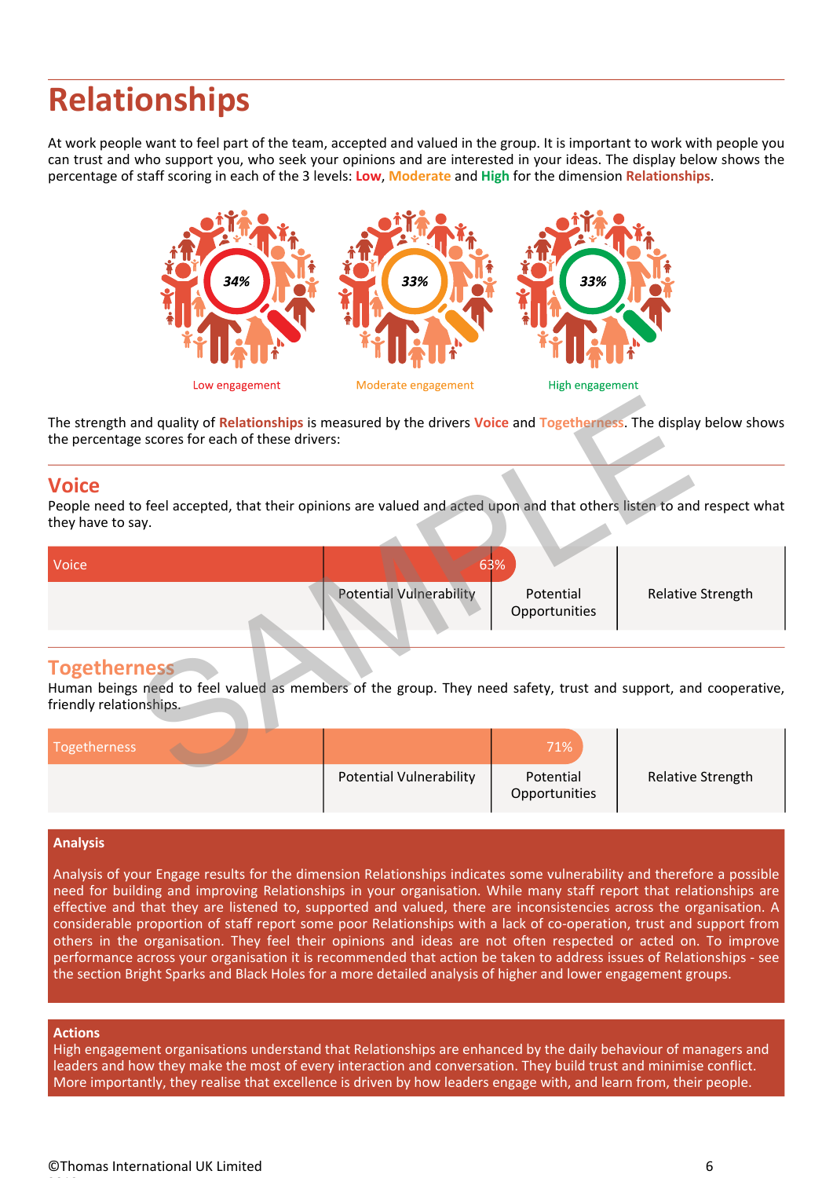# Relationships

At work people want to feel part of the team, accepted and valued in the group. It is important to work with people you can trust and who support you, who seek your opinions and are interested in your ideas. The display below shows the percentage of staff scoring in each of the 3 levels: **Low**, **Moderate** and **High** for the dimension **Relationships**.

| 34% | 33% | 33% |
|---|---|---|
| Low engagement | Moderate engagement | High engagement |

The strength and quality of **Relationships** is measured by the drivers **Voice** and **Togetherness**. The display below shows the percentage scores for each of these drivers:

## Voice

People need to feel accepted, that their opinions are valued and acted upon and that others listen to and respect what they have to say.

| Voice: 63% | Potential Vulnerability | Potential Opportunities | Relative Strength |
|---|---|---|---|

## Togetherness

Human beings need to feel valued as members of the group. They need safety, trust and support, and cooperative, friendly relationships.

| Togetherness: 71% | Potential Vulnerability | Potential Opportunities | Relative Strength |
|---|---|---|---|

**Analysis**

Analysis of your Engage results for the dimension Relationships indicates some vulnerability and therefore a possible need for building and improving Relationships in your organisation. While many staff report that relationships are effective and that they are listened to, supported and valued, there are inconsistencies across the organisation. A considerable proportion of staff report some poor Relationships with a lack of co-operation, trust and support from others in the organisation. They feel their opinions and ideas are not often respected or acted on. To improve performance across your organisation it is recommended that action be taken to address issues of Relationships - see the section Bright Sparks and Black Holes for a more detailed analysis of higher and lower engagement groups.

**Actions**

High engagement organisations understand that Relationships are enhanced by the daily behaviour of managers and leaders and how they make the most of every interaction and conversation. They build trust and minimise conflict. More importantly, they realise that excellence is driven by how leaders engage with, and learn from, their people.

©Thomas International UK Limited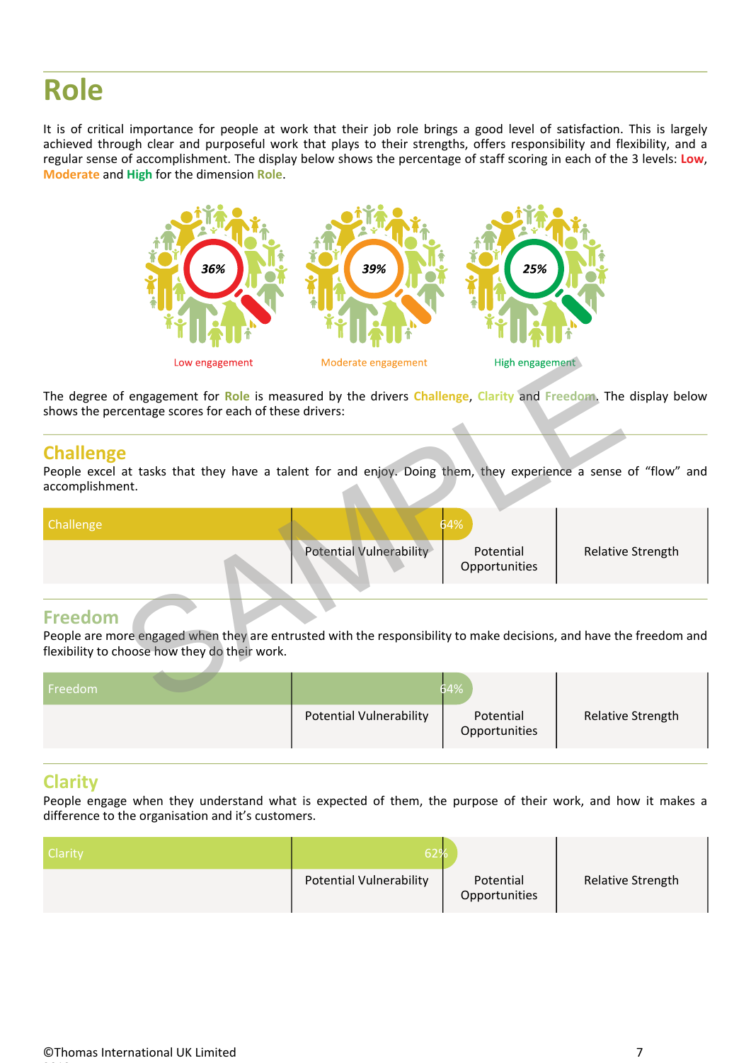# Role

It is of critical importance for people at work that their job role brings a good level of satisfaction. This is largely achieved through clear and purposeful work that plays to their strengths, offers responsibility and flexibility, and a regular sense of accomplishment. The display below shows the percentage of staff scoring in each of the 3 levels: **Low**, **Moderate** and **High** for the dimension **Role**.

| 36% | 39% | 25% |
|---|---|---|
| Low engagement | Moderate engagement | High engagement |

The degree of engagement for **Role** is measured by the drivers **Challenge**, **Clarity** and **Freedom**. The display below shows the percentage scores for each of these drivers:

## Challenge

People excel at tasks that they have a talent for and enjoy. Doing them, they experience a sense of "flow" and accomplishment.

| Challenge 64% | | | |
|---|---|---|---|
| | Potential Vulnerability | Potential Opportunities | Relative Strength |

## Freedom

People are more engaged when they are entrusted with the responsibility to make decisions, and have the freedom and flexibility to choose how they do their work.

| Freedom 64% | | | |
|---|---|---|---|
| | Potential Vulnerability | Potential Opportunities | Relative Strength |

## Clarity

People engage when they understand what is expected of them, the purpose of their work, and how it makes a difference to the organisation and it's customers.

| Clarity 62% | | | |
|---|---|---|---|
| | Potential Vulnerability | Potential Opportunities | Relative Strength |

©Thomas International UK Limited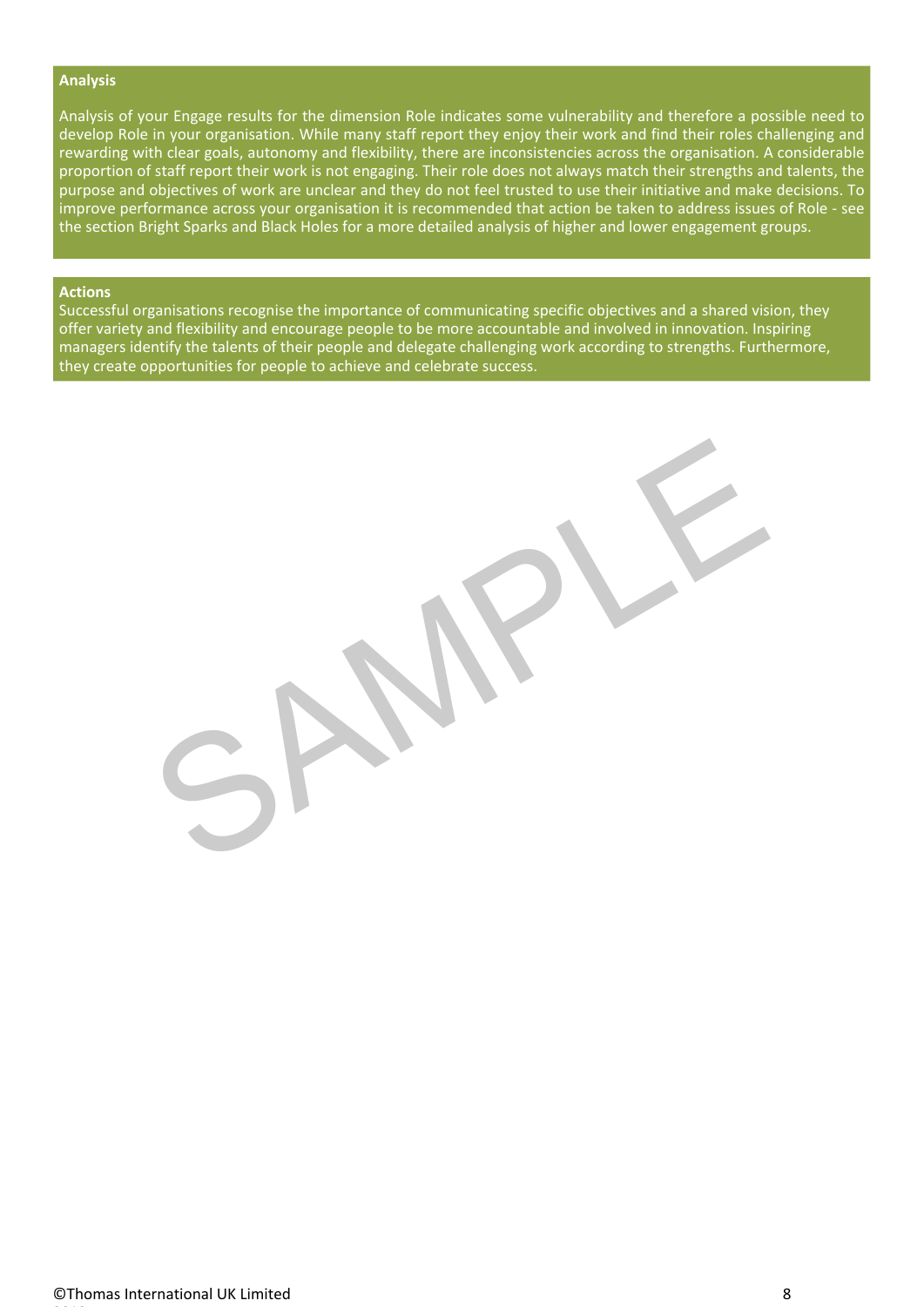## Analysis

Analysis of your Engage results for the dimension Role indicates some vulnerability and therefore a possible need to develop Role in your organisation. While many staff report they enjoy their work and find their roles challenging and rewarding with clear goals, autonomy and flexibility, there are inconsistencies across the organisation. A considerable proportion of staff report their work is not engaging. Their role does not always match their strengths and talents, the purpose and objectives of work are unclear and they do not feel trusted to use their initiative and make decisions. To improve performance across your organisation it is recommended that action be taken to address issues of Role - see the section Bright Sparks and Black Holes for a more detailed analysis of higher and lower engagement groups.

## Actions

Successful organisations recognise the importance of communicating specific objectives and a shared vision, they offer variety and flexibility and encourage people to be more accountable and involved in innovation. Inspiring managers identify the talents of their people and delegate challenging work according to strengths. Furthermore, they create opportunities for people to achieve and celebrate success.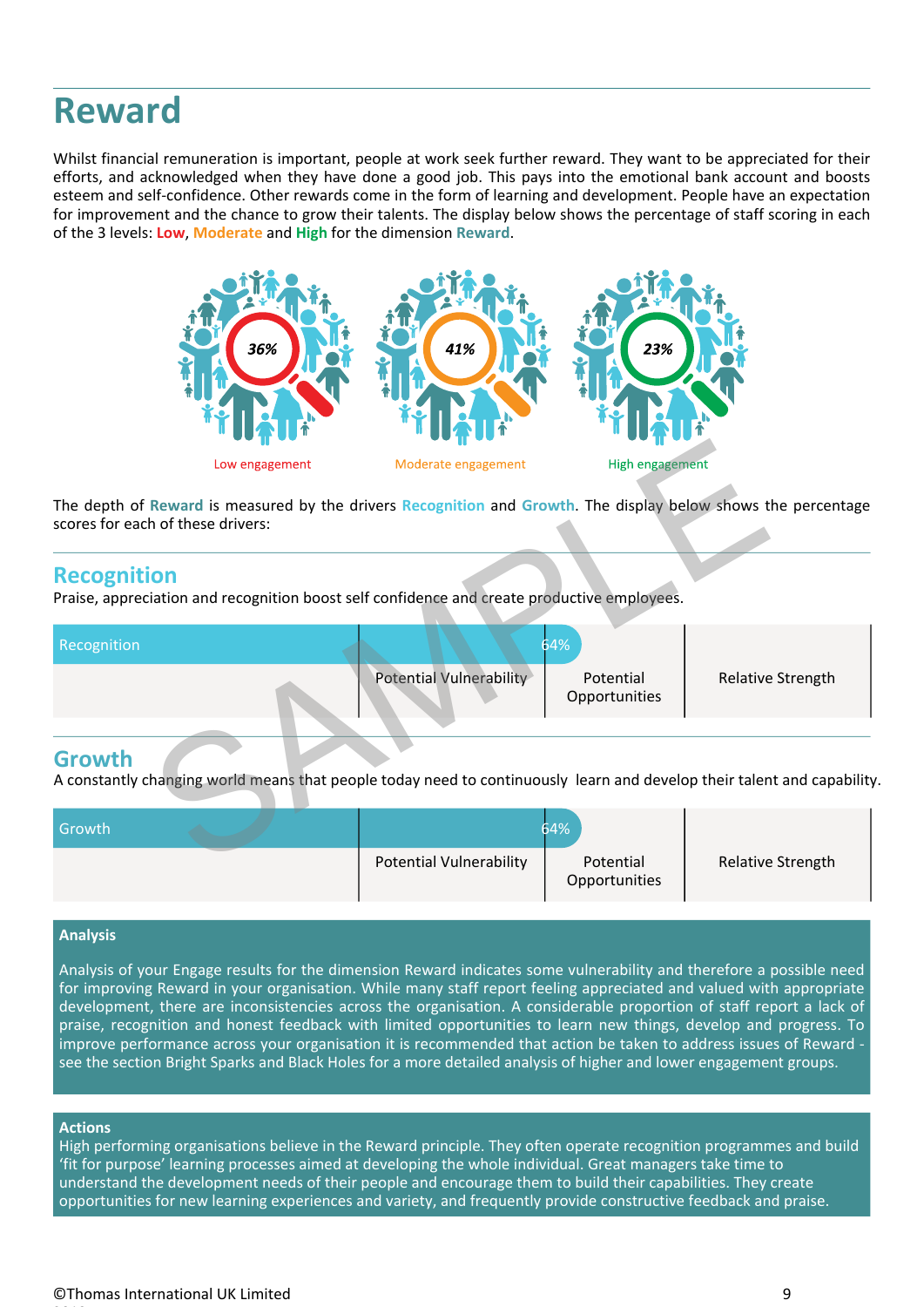# Reward

Whilst financial remuneration is important, people at work seek further reward. They want to be appreciated for their efforts, and acknowledged when they have done a good job. This pays into the emotional bank account and boosts esteem and self-confidence. Other rewards come in the form of learning and development. People have an expectation for improvement and the chance to grow their talents. The display below shows the percentage of staff scoring in each of the 3 levels: **Low**, **Moderate** and **High** for the dimension **Reward**.

| 36% | 41% | 23% |
|---|---|---|
| Low engagement | Moderate engagement | High engagement |

The depth of **Reward** is measured by the drivers **Recognition** and **Growth**. The display below shows the percentage scores for each of these drivers:

## Recognition

Praise, appreciation and recognition boost self confidence and create productive employees.

| Recognition | 64% | | |
|---|---|---|---|
| | Potential Vulnerability | Potential Opportunities | Relative Strength |

## Growth

A constantly changing world means that people today need to continuously learn and develop their talent and capability.

| Growth | 64% | | |
|---|---|---|---|
| | Potential Vulnerability | Potential Opportunities | Relative Strength |

**Analysis**

Analysis of your Engage results for the dimension Reward indicates some vulnerability and therefore a possible need for improving Reward in your organisation. While many staff report feeling appreciated and valued with appropriate development, there are inconsistencies across the organisation. A considerable proportion of staff report a lack of praise, recognition and honest feedback with limited opportunities to learn new things, develop and progress. To improve performance across your organisation it is recommended that action be taken to address issues of Reward - see the section Bright Sparks and Black Holes for a more detailed analysis of higher and lower engagement groups.

**Actions**

High performing organisations believe in the Reward principle. They often operate recognition programmes and build 'fit for purpose' learning processes aimed at developing the whole individual. Great managers take time to understand the development needs of their people and encourage them to build their capabilities. They create opportunities for new learning experiences and variety, and frequently provide constructive feedback and praise.

©Thomas International UK Limited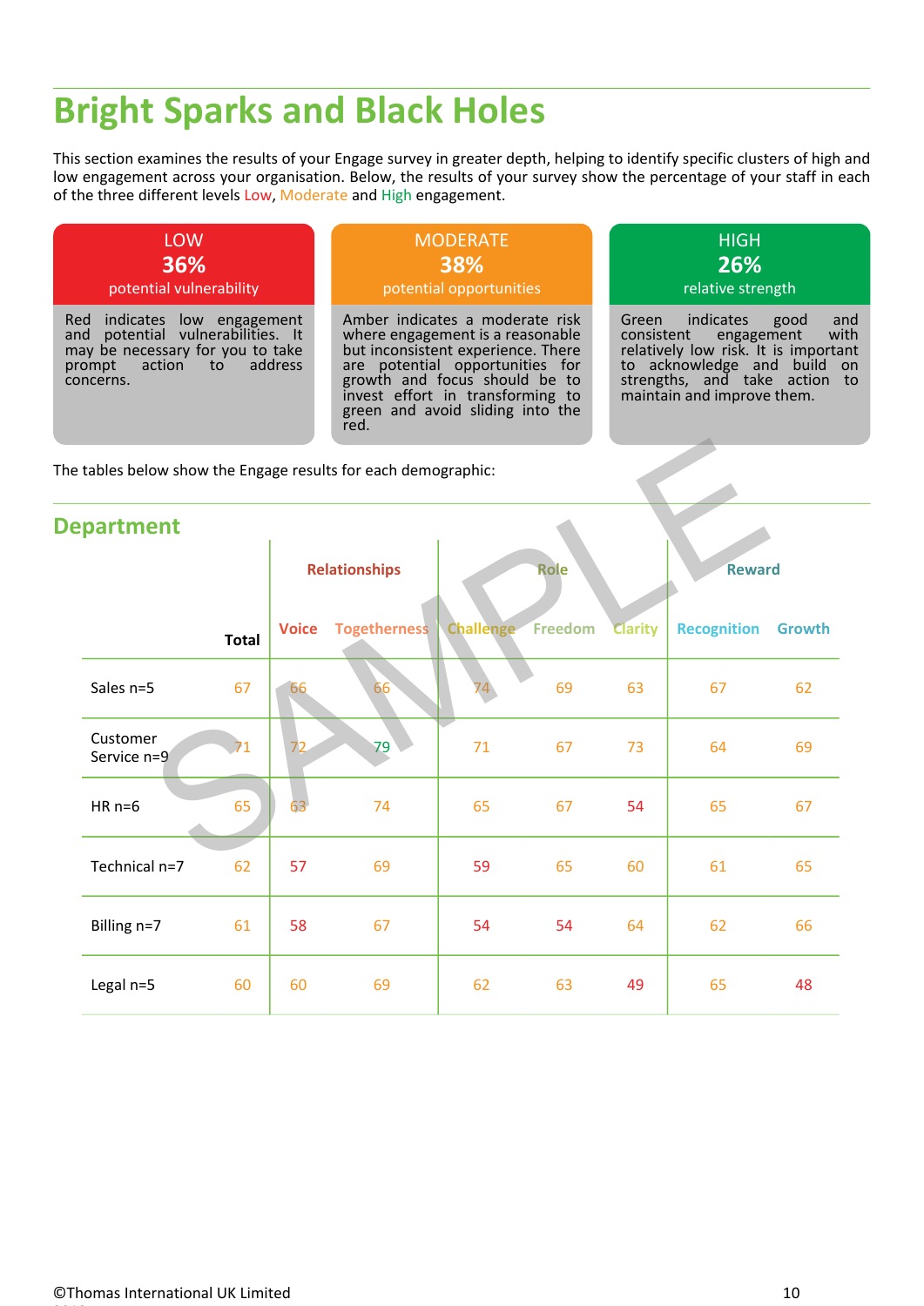# Bright Sparks and Black Holes

This section examines the results of your Engage survey in greater depth, helping to identify specific clusters of high and low engagement across your organisation. Below, the results of your survey show the percentage of your staff in each of the three different levels Low, Moderate and High engagement.

| LOW<br>**36%**<br>potential vulnerability | MODERATE<br>**38%**<br>potential opportunities | HIGH<br>**26%**<br>relative strength |
|---|---|---|
| Red indicates low engagement and potential vulnerabilities. It may be necessary for you to take prompt action to address concerns. | Amber indicates a moderate risk where engagement is a reasonable but inconsistent experience. There are potential opportunities for growth and focus should be to invest effort in transforming to green and avoid sliding into the red. | Green indicates good and consistent engagement with relatively low risk. It is important to acknowledge and build on strengths, and take action to maintain and improve them. |

The tables below show the Engage results for each demographic:

## Department

| | | Relationships | | Role | | | Reward | |
|---|---|---|---|---|---|---|---|---|
| | **Total** | **Voice** | **Togetherness** | **Challenge** | **Freedom** | **Clarity** | **Recognition** | **Growth** |
| Sales n=5 | 67 | 66 | 66 | 74 | 69 | 63 | 67 | 62 |
| Customer Service n=9 | 71 | 72 | 79 | 71 | 67 | 73 | 64 | 69 |
| HR n=6 | 65 | 63 | 74 | 65 | 67 | 54 | 65 | 67 |
| Technical n=7 | 62 | 57 | 69 | 59 | 65 | 60 | 61 | 65 |
| Billing n=7 | 61 | 58 | 67 | 54 | 54 | 64 | 62 | 66 |
| Legal n=5 | 60 | 60 | 69 | 62 | 63 | 49 | 65 | 48 |

©Thomas International UK Limited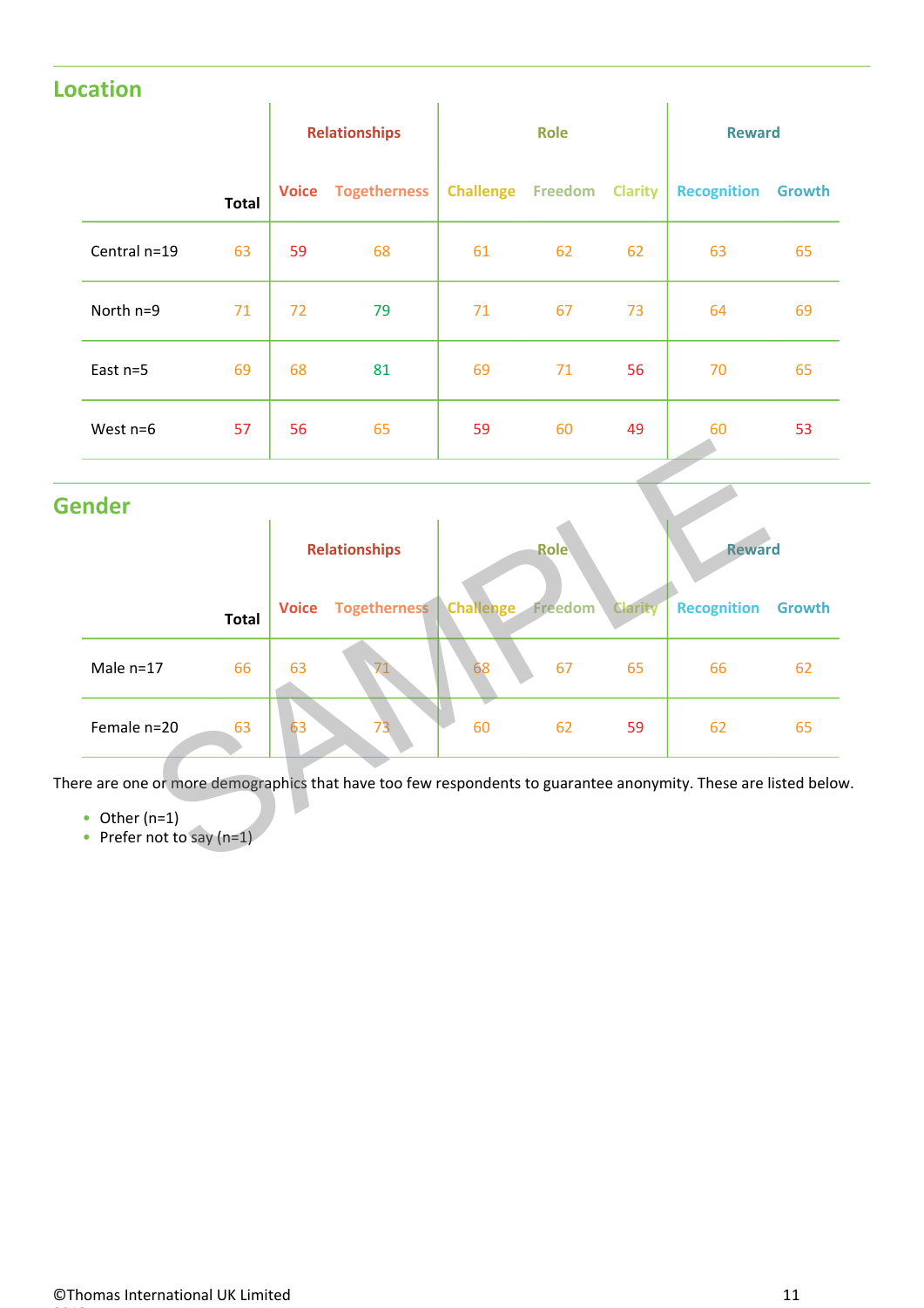## Location

| | Total | Relationships | | Role | | | Reward | |
|---|---|---|---|---|---|---|---|---|
| | | Voice | Togetherness | Challenge | Freedom | Clarity | Recognition | Growth |
| Central n=19 | 63 | 59 | 68 | 61 | 62 | 62 | 63 | 65 |
| North n=9 | 71 | 72 | 79 | 71 | 67 | 73 | 64 | 69 |
| East n=5 | 69 | 68 | 81 | 69 | 71 | 56 | 70 | 65 |
| West n=6 | 57 | 56 | 65 | 59 | 60 | 49 | 60 | 53 |

## Gender

| | Total | Relationships | | Role | | | Reward | |
|---|---|---|---|---|---|---|---|---|
| | | Voice | Togetherness | Challenge | Freedom | Clarity | Recognition | Growth |
| Male n=17 | 66 | 63 | 71 | 68 | 67 | 65 | 66 | 62 |
| Female n=20 | 63 | 63 | 73 | 60 | 62 | 59 | 62 | 65 |

There are one or more demographics that have too few respondents to guarantee anonymity. These are listed below.

- Other (n=1)
- Prefer not to say (n=1)

©Thomas International UK Limited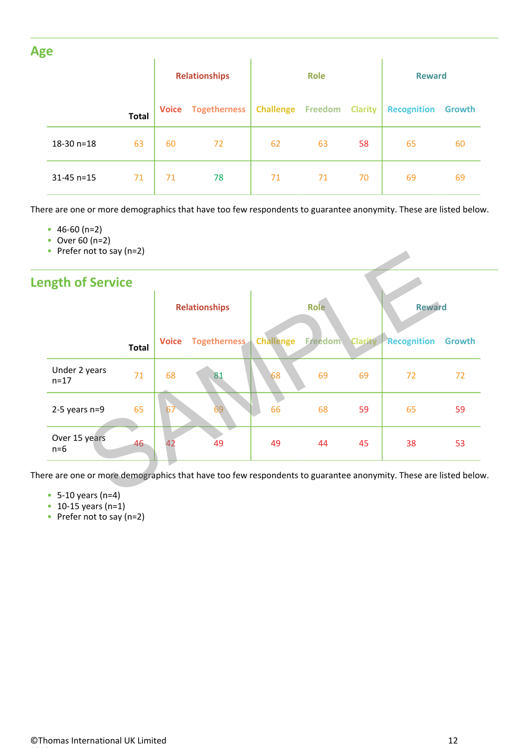## Age

| | Total | Relationships | | Role | | | Reward | |
|---|---|---|---|---|---|---|---|---|
| | | Voice | Togetherness | Challenge | Freedom | Clarity | Recognition | Growth |
| 18-30 n=18 | 63 | 60 | 72 | 62 | 63 | 58 | 65 | 60 |
| 31-45 n=15 | 71 | 71 | 78 | 71 | 71 | 70 | 69 | 69 |

There are one or more demographics that have too few respondents to guarantee anonymity. These are listed below.

- 46-60 (n=2)
- Over 60 (n=2)
- Prefer not to say (n=2)

## Length of Service

| | Total | Relationships | | Role | | | Reward | |
|---|---|---|---|---|---|---|---|---|
| | | Voice | Togetherness | Challenge | Freedom | Clarity | Recognition | Growth |
| Under 2 years n=17 | 71 | 68 | 81 | 68 | 69 | 69 | 72 | 72 |
| 2-5 years n=9 | 65 | 67 | 69 | 66 | 68 | 59 | 65 | 59 |
| Over 15 years n=6 | 46 | 42 | 49 | 49 | 44 | 45 | 38 | 53 |

There are one or more demographics that have too few respondents to guarantee anonymity. These are listed below.

- 5-10 years (n=4)
- 10-15 years (n=1)
- Prefer not to say (n=2)

©Thomas International UK Limited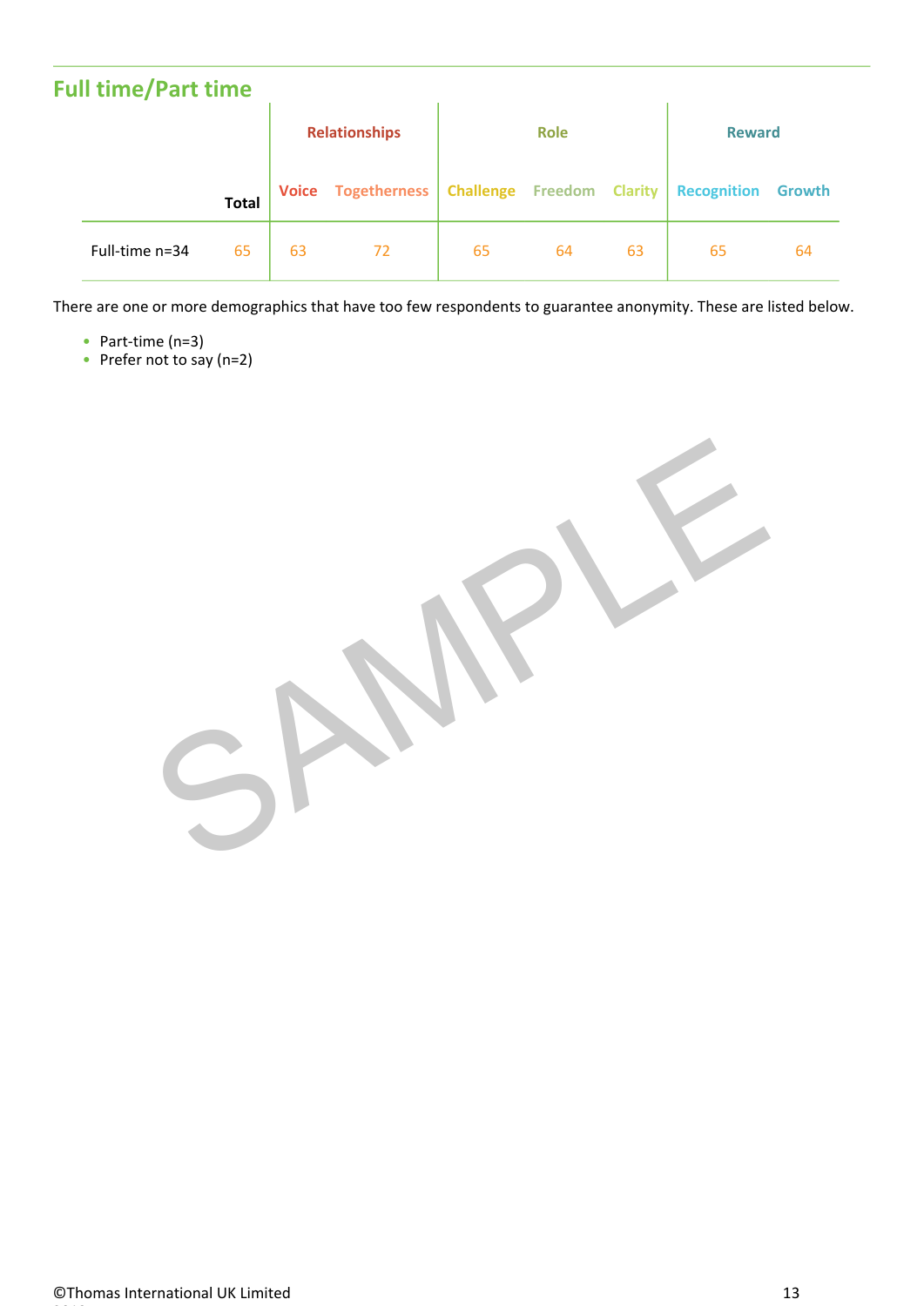## Full time/Part time

| | Total | Relationships | | Role | | | Reward | |
|---|---|---|---|---|---|---|---|---|
| | | Voice | Togetherness | Challenge | Freedom | Clarity | Recognition | Growth |
| Full-time n=34 | 65 | 63 | 72 | 65 | 64 | 63 | 65 | 64 |

There are one or more demographics that have too few respondents to guarantee anonymity. These are listed below.

- Part-time (n=3)
- Prefer not to say (n=2)

SAMPLE

©Thomas International UK Limited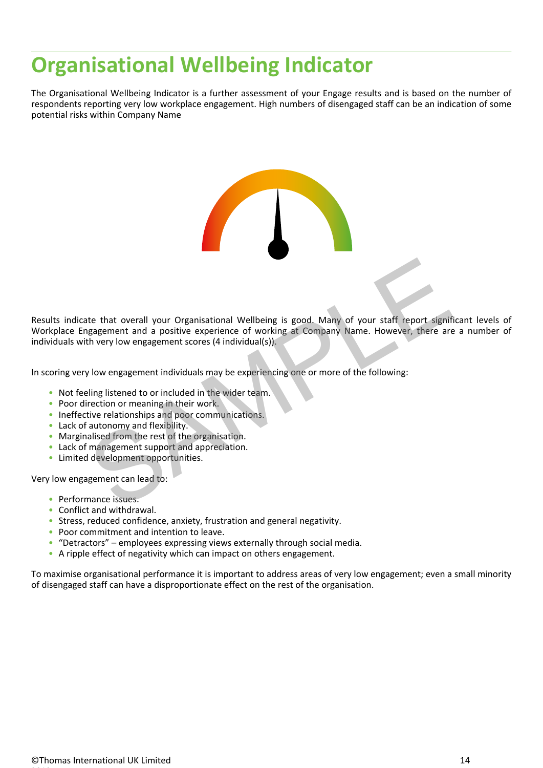# Organisational Wellbeing Indicator

The Organisational Wellbeing Indicator is a further assessment of your Engage results and is based on the number of respondents reporting very low workplace engagement. High numbers of disengaged staff can be an indication of some potential risks within Company Name

Results indicate that overall your Organisational Wellbeing is good. Many of your staff report significant levels of Workplace Engagement and a positive experience of working at Company Name. However, there are a number of individuals with very low engagement scores (4 individual(s)).

In scoring very low engagement individuals may be experiencing one or more of the following:

- Not feeling listened to or included in the wider team.
- Poor direction or meaning in their work.
- Ineffective relationships and poor communications.
- Lack of autonomy and flexibility.
- Marginalised from the rest of the organisation.
- Lack of management support and appreciation.
- Limited development opportunities.

Very low engagement can lead to:

- Performance issues.
- Conflict and withdrawal.
- Stress, reduced confidence, anxiety, frustration and general negativity.
- Poor commitment and intention to leave.
- "Detractors" – employees expressing views externally through social media.
- A ripple effect of negativity which can impact on others engagement.

To maximise organisational performance it is important to address areas of very low engagement; even a small minority of disengaged staff can have a disproportionate effect on the rest of the organisation.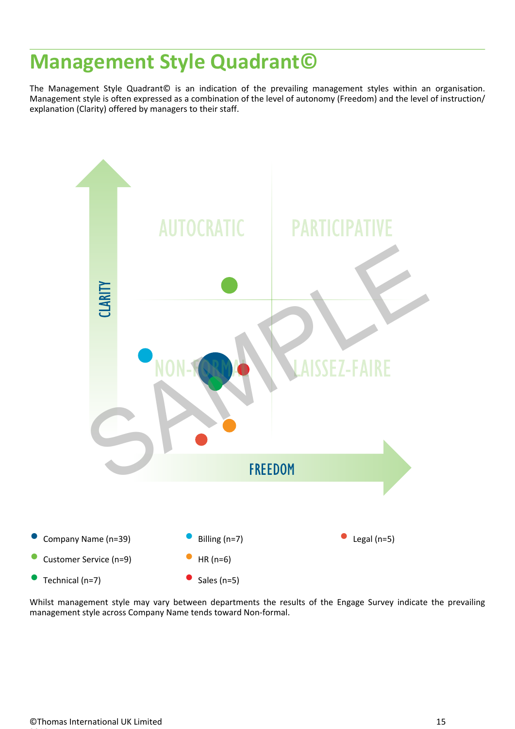# Management Style Quadrant©

The Management Style Quadrant© is an indication of the prevailing management styles within an organisation. Management style is often expressed as a combination of the level of autonomy (Freedom) and the level of instruction/ explanation (Clarity) offered by managers to their staff.

AUTOCRATIC

PARTICIPATIVE

NON-FORMAL

LAISSEZ-FAIRE

CLARITY

FREEDOM

SAMPLE

- Company Name (n=39)
- Customer Service (n=9)
- Technical (n=7)
- Billing (n=7)
- HR (n=6)
- Sales (n=5)
- Legal (n=5)

Whilst management style may vary between departments the results of the Engage Survey indicate the prevailing management style across Company Name tends toward Non-formal.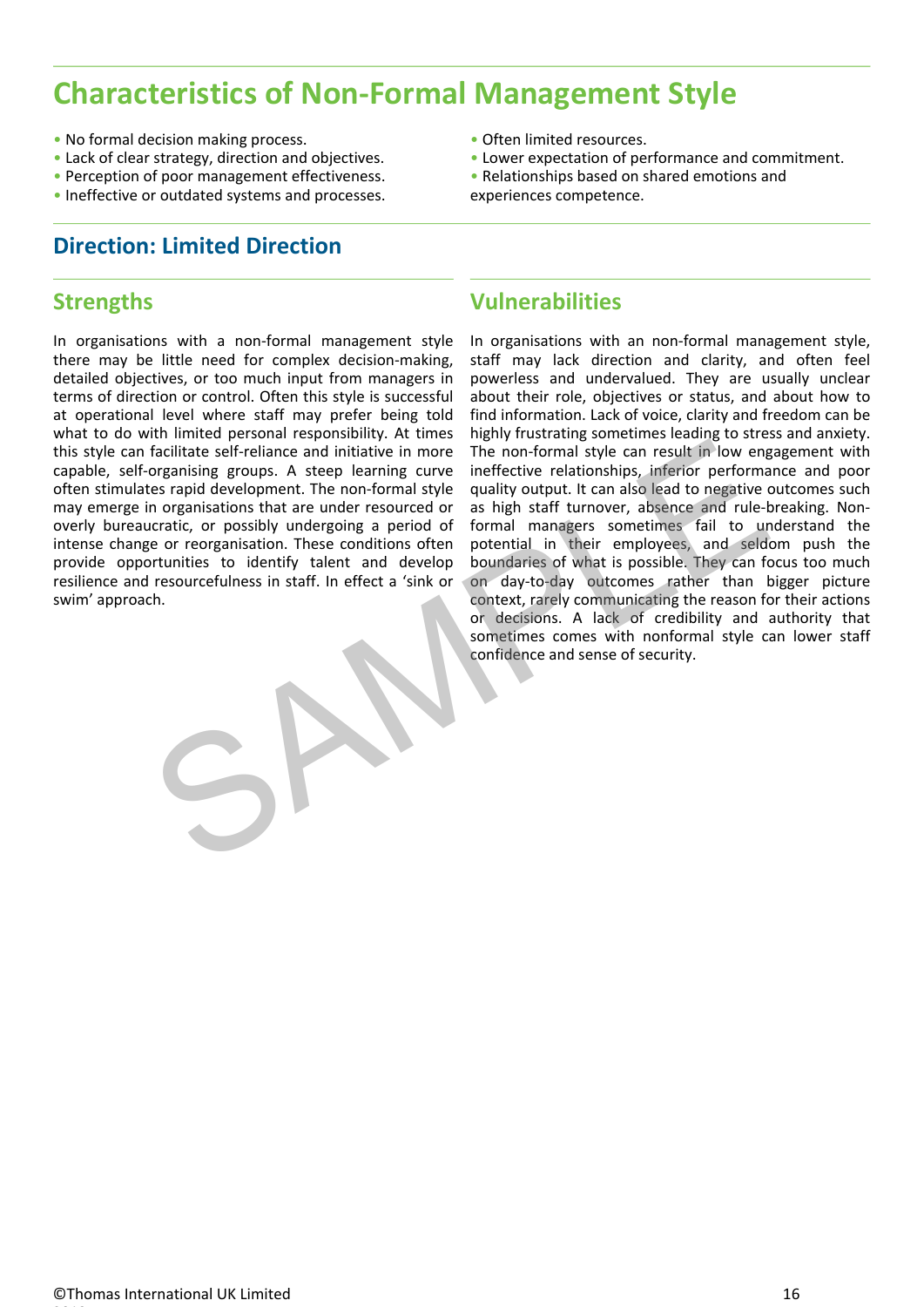# Characteristics of Non-Formal Management Style

- No formal decision making process.
- Lack of clear strategy, direction and objectives.
- Perception of poor management effectiveness.
- Ineffective or outdated systems and processes.
- Often limited resources.
- Lower expectation of performance and commitment.
- Relationships based on shared emotions and experiences competence.

## Direction: Limited Direction

### Strengths

In organisations with a non-formal management style there may be little need for complex decision-making, detailed objectives, or too much input from managers in terms of direction or control. Often this style is successful at operational level where staff may prefer being told what to do with limited personal responsibility. At times this style can facilitate self-reliance and initiative in more capable, self-organising groups. A steep learning curve often stimulates rapid development. The non-formal style may emerge in organisations that are under resourced or overly bureaucratic, or possibly undergoing a period of intense change or reorganisation. These conditions often provide opportunities to identify talent and develop resilience and resourcefulness in staff. In effect a 'sink or swim' approach.

### Vulnerabilities

In organisations with an non-formal management style, staff may lack direction and clarity, and often feel powerless and undervalued. They are usually unclear about their role, objectives or status, and about how to find information. Lack of voice, clarity and freedom can be highly frustrating sometimes leading to stress and anxiety. The non-formal style can result in low engagement with ineffective relationships, inferior performance and poor quality output. It can also lead to negative outcomes such as high staff turnover, absence and rule-breaking. Non-formal managers sometimes fail to understand the potential in their employees, and seldom push the boundaries of what is possible. They can focus too much on day-to-day outcomes rather than bigger picture context, rarely communicating the reason for their actions or decisions. A lack of credibility and authority that sometimes comes with nonformal style can lower staff confidence and sense of security.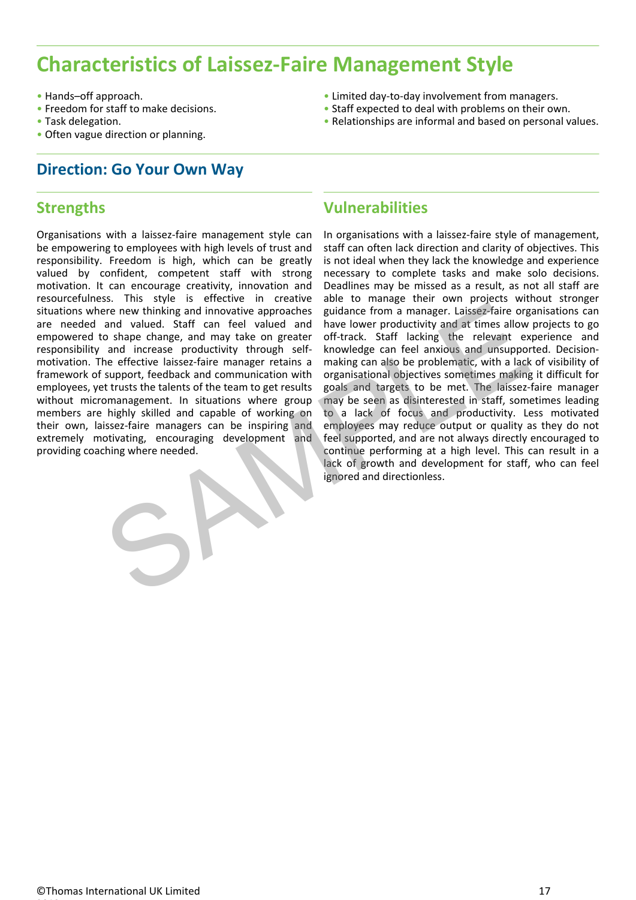# Characteristics of Laissez-Faire Management Style

- Hands–off approach.
- Freedom for staff to make decisions.
- Task delegation.
- Often vague direction or planning.
- Limited day-to-day involvement from managers.
- Staff expected to deal with problems on their own.
- Relationships are informal and based on personal values.

## Direction: Go Your Own Way

### Strengths

Organisations with a laissez-faire management style can be empowering to employees with high levels of trust and responsibility. Freedom is high, which can be greatly valued by confident, competent staff with strong motivation. It can encourage creativity, innovation and resourcefulness. This style is effective in creative situations where new thinking and innovative approaches are needed and valued. Staff can feel valued and empowered to shape change, and may take on greater responsibility and increase productivity through self-motivation. The effective laissez-faire manager retains a framework of support, feedback and communication with employees, yet trusts the talents of the team to get results without micromanagement. In situations where group members are highly skilled and capable of working on their own, laissez-faire managers can be inspiring and extremely motivating, encouraging development and providing coaching where needed.

### Vulnerabilities

In organisations with a laissez-faire style of management, staff can often lack direction and clarity of objectives. This is not ideal when they lack the knowledge and experience necessary to complete tasks and make solo decisions. Deadlines may be missed as a result, as not all staff are able to manage their own projects without stronger guidance from a manager. Laissez-faire organisations can have lower productivity and at times allow projects to go off-track. Staff lacking the relevant experience and knowledge can feel anxious and unsupported. Decision-making can also be problematic, with a lack of visibility of organisational objectives sometimes making it difficult for goals and targets to be met. The laissez-faire manager may be seen as disinterested in staff, sometimes leading to a lack of focus and productivity. Less motivated employees may reduce output or quality as they do not feel supported, and are not always directly encouraged to continue performing at a high level. This can result in a lack of growth and development for staff, who can feel ignored and directionless.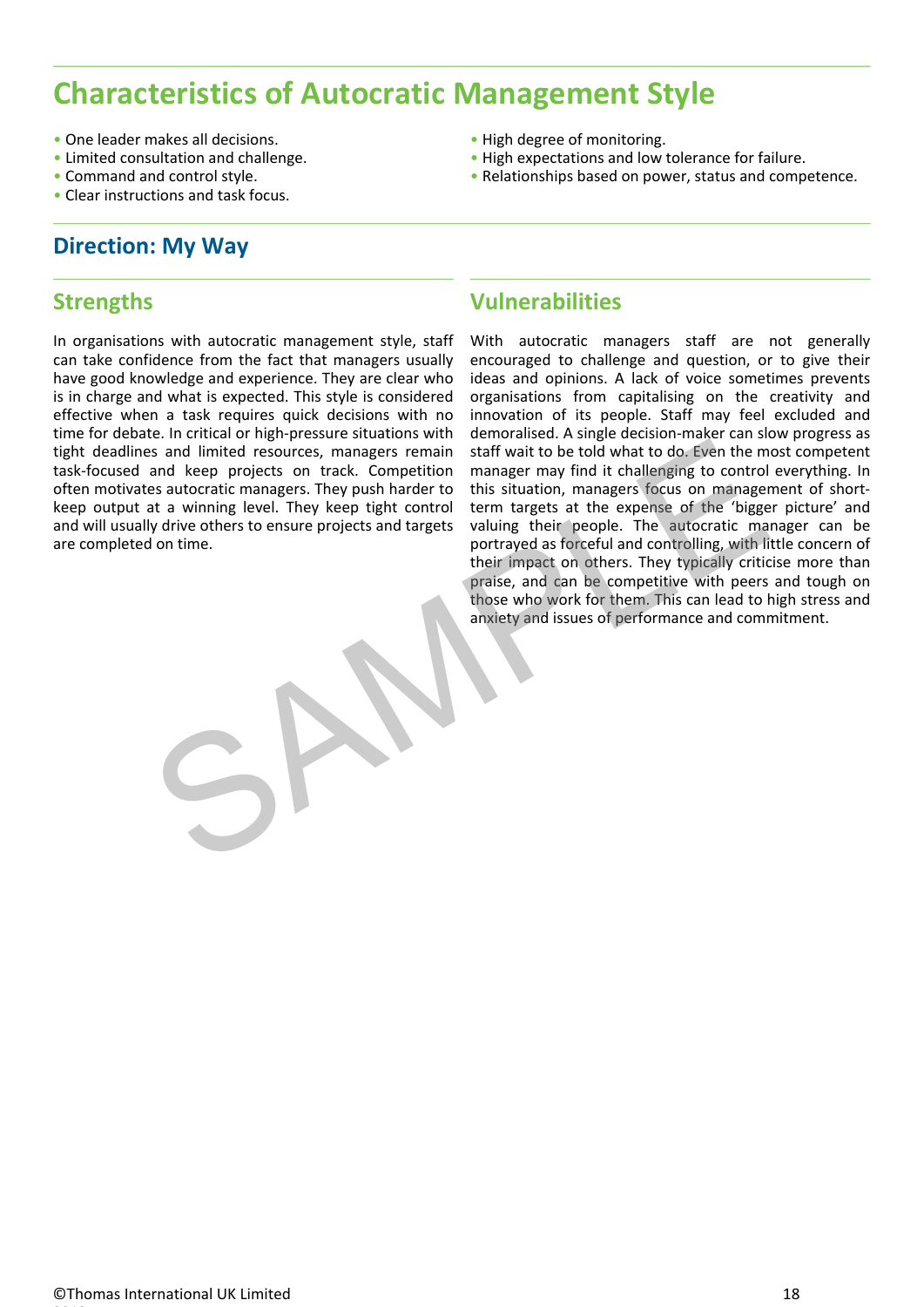# Characteristics of Autocratic Management Style

- One leader makes all decisions.
- Limited consultation and challenge.
- Command and control style.
- Clear instructions and task focus.
- High degree of monitoring.
- High expectations and low tolerance for failure.
- Relationships based on power, status and competence.

## Direction: My Way

### Strengths

In organisations with autocratic management style, staff can take confidence from the fact that managers usually have good knowledge and experience. They are clear who is in charge and what is expected. This style is considered effective when a task requires quick decisions with no time for debate. In critical or high-pressure situations with tight deadlines and limited resources, managers remain task-focused and keep projects on track. Competition often motivates autocratic managers. They push harder to keep output at a winning level. They keep tight control and will usually drive others to ensure projects and targets are completed on time.

### Vulnerabilities

With autocratic managers staff are not generally encouraged to challenge and question, or to give their ideas and opinions. A lack of voice sometimes prevents organisations from capitalising on the creativity and innovation of its people. Staff may feel excluded and demoralised. A single decision-maker can slow progress as staff wait to be told what to do. Even the most competent manager may find it challenging to control everything. In this situation, managers focus on management of short-term targets at the expense of the 'bigger picture' and valuing their people. The autocratic manager can be portrayed as forceful and controlling, with little concern of their impact on others. They typically criticise more than praise, and can be competitive with peers and tough on those who work for them. This can lead to high stress and anxiety and issues of performance and commitment.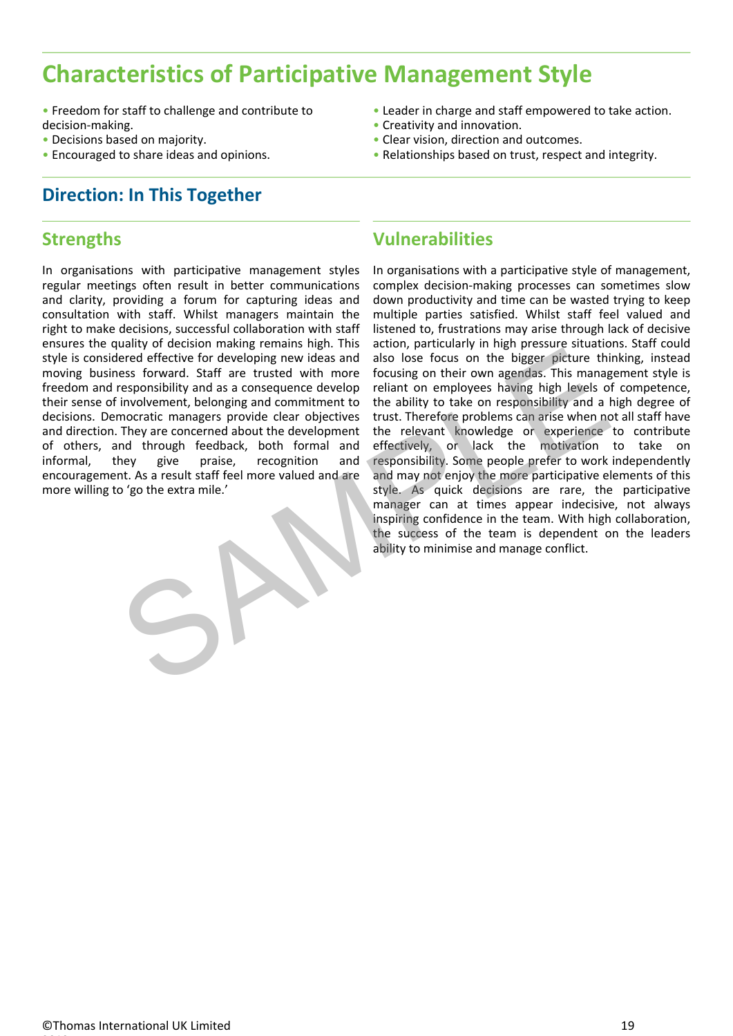# Characteristics of Participative Management Style

- Freedom for staff to challenge and contribute to decision-making.
- Decisions based on majority.
- Encouraged to share ideas and opinions.
- Leader in charge and staff empowered to take action.
- Creativity and innovation.
- Clear vision, direction and outcomes.
- Relationships based on trust, respect and integrity.

## Direction: In This Together

### Strengths

In organisations with participative management styles regular meetings often result in better communications and clarity, providing a forum for capturing ideas and consultation with staff. Whilst managers maintain the right to make decisions, successful collaboration with staff ensures the quality of decision making remains high. This style is considered effective for developing new ideas and moving business forward. Staff are trusted with more freedom and responsibility and as a consequence develop their sense of involvement, belonging and commitment to decisions. Democratic managers provide clear objectives and direction. They are concerned about the development of others, and through feedback, both formal and informal, they give praise, recognition and encouragement. As a result staff feel more valued and are more willing to 'go the extra mile.'

### Vulnerabilities

In organisations with a participative style of management, complex decision-making processes can sometimes slow down productivity and time can be wasted trying to keep multiple parties satisfied. Whilst staff feel valued and listened to, frustrations may arise through lack of decisive action, particularly in high pressure situations. Staff could also lose focus on the bigger picture thinking, instead focusing on their own agendas. This management style is reliant on employees having high levels of competence, the ability to take on responsibility and a high degree of trust. Therefore problems can arise when not all staff have the relevant knowledge or experience to contribute effectively, or lack the motivation to take on responsibility. Some people prefer to work independently and may not enjoy the more participative elements of this style. As quick decisions are rare, the participative manager can at times appear indecisive, not always inspiring confidence in the team. With high collaboration, the success of the team is dependent on the leaders ability to minimise and manage conflict.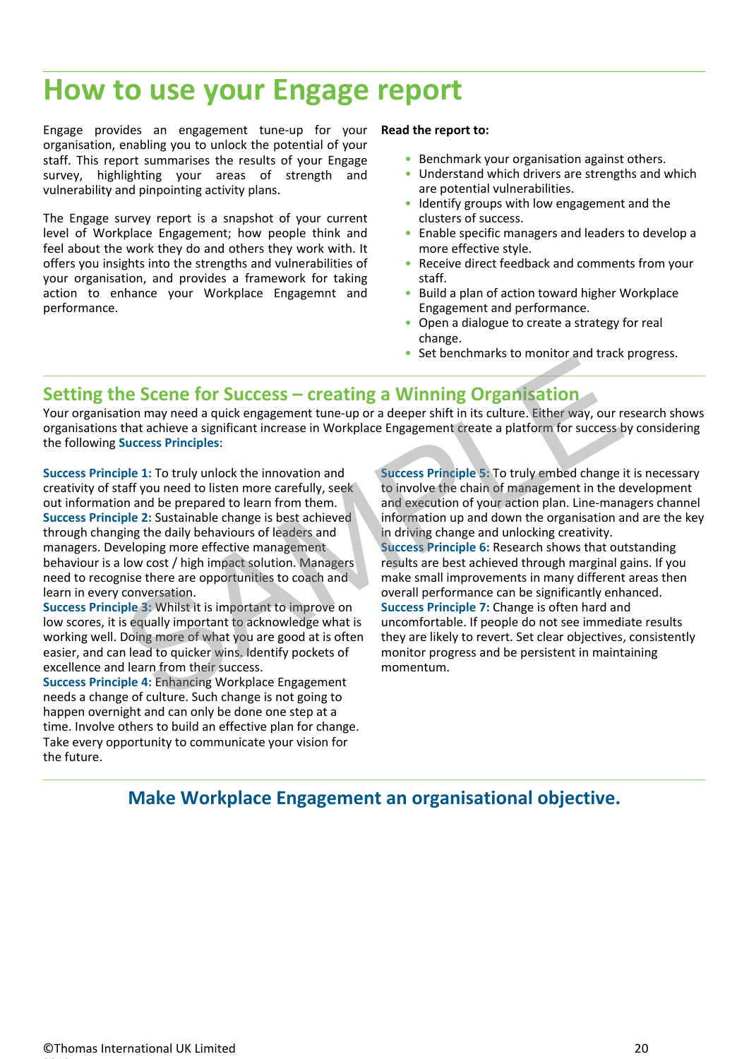# How to use your Engage report

Engage provides an engagement tune-up for your organisation, enabling you to unlock the potential of your staff. This report summarises the results of your Engage survey, highlighting your areas of strength and vulnerability and pinpointing activity plans.

The Engage survey report is a snapshot of your current level of Workplace Engagement; how people think and feel about the work they do and others they work with. It offers you insights into the strengths and vulnerabilities of your organisation, and provides a framework for taking action to enhance your Workplace Engagemnt and performance.

**Read the report to:**

- Benchmark your organisation against others.
- Understand which drivers are strengths and which are potential vulnerabilities.
- Identify groups with low engagement and the clusters of success.
- Enable specific managers and leaders to develop a more effective style.
- Receive direct feedback and comments from your staff.
- Build a plan of action toward higher Workplace Engagement and performance.
- Open a dialogue to create a strategy for real change.
- Set benchmarks to monitor and track progress.

## Setting the Scene for Success – creating a Winning Organisation

Your organisation may need a quick engagement tune-up or a deeper shift in its culture. Either way, our research shows organisations that achieve a significant increase in Workplace Engagement create a platform for success by considering the following **Success Principles**:

**Success Principle 1:** To truly unlock the innovation and creativity of staff you need to listen more carefully, seek out information and be prepared to learn from them.

**Success Principle 2:** Sustainable change is best achieved through changing the daily behaviours of leaders and managers. Developing more effective management behaviour is a low cost / high impact solution. Managers need to recognise there are opportunities to coach and learn in every conversation.

**Success Principle 3:** Whilst it is important to improve on low scores, it is equally important to acknowledge what is working well. Doing more of what you are good at is often easier, and can lead to quicker wins. Identify pockets of excellence and learn from their success.

**Success Principle 4:** Enhancing Workplace Engagement needs a change of culture. Such change is not going to happen overnight and can only be done one step at a time. Involve others to build an effective plan for change. Take every opportunity to communicate your vision for the future.

**Success Principle 5:** To truly embed change it is necessary to involve the chain of management in the development and execution of your action plan. Line-managers channel information up and down the organisation and are the key in driving change and unlocking creativity.

**Success Principle 6:** Research shows that outstanding results are best achieved through marginal gains. If you make small improvements in many different areas then overall performance can be significantly enhanced.

**Success Principle 7:** Change is often hard and uncomfortable. If people do not see immediate results they are likely to revert. Set clear objectives, consistently monitor progress and be persistent in maintaining momentum.

## Make Workplace Engagement an organisational objective.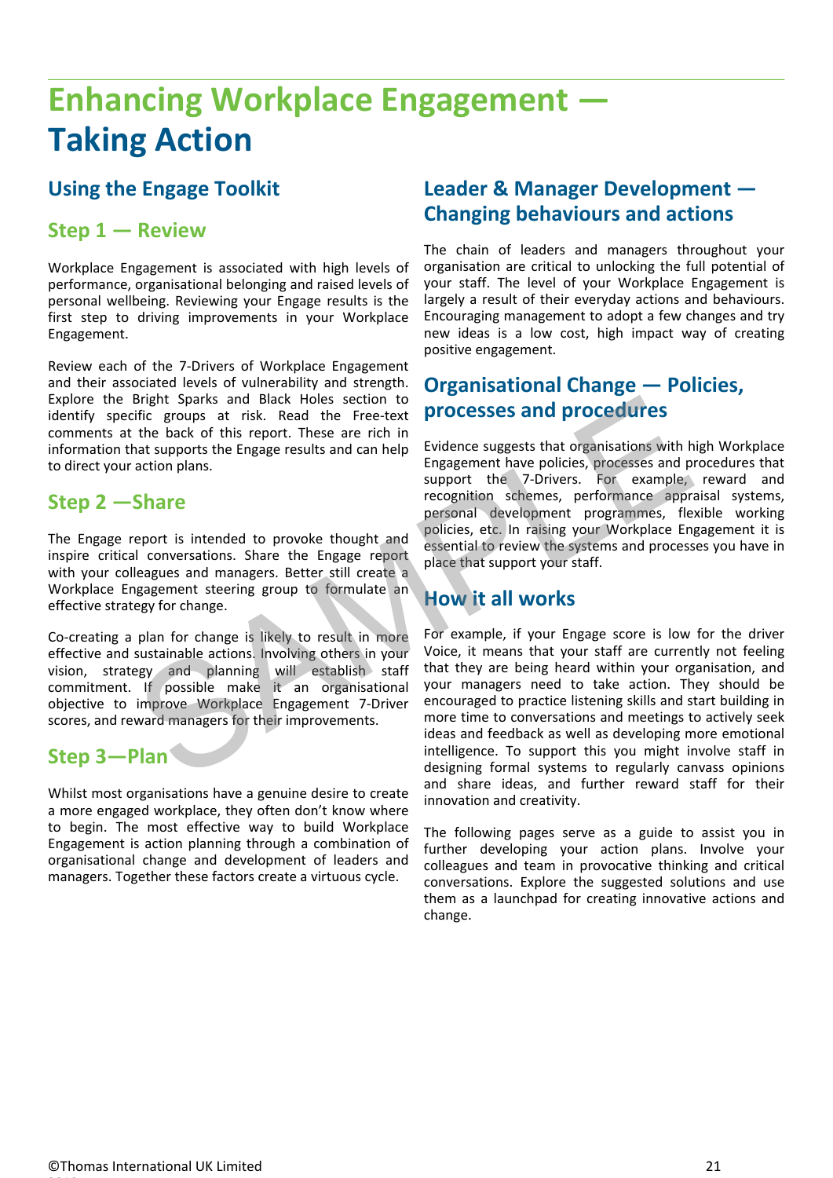# Enhancing Workplace Engagement — Taking Action

## Using the Engage Toolkit

### Step 1 — Review

Workplace Engagement is associated with high levels of performance, organisational belonging and raised levels of personal wellbeing. Reviewing your Engage results is the first step to driving improvements in your Workplace Engagement.

Review each of the 7-Drivers of Workplace Engagement and their associated levels of vulnerability and strength. Explore the Bright Sparks and Black Holes section to identify specific groups at risk. Read the Free-text comments at the back of this report. These are rich in information that supports the Engage results and can help to direct your action plans.

### Step 2 —Share

The Engage report is intended to provoke thought and inspire critical conversations. Share the Engage report with your colleagues and managers. Better still create a Workplace Engagement steering group to formulate an effective strategy for change.

Co-creating a plan for change is likely to result in more effective and sustainable actions. Involving others in your vision, strategy and planning will establish staff commitment. If possible make it an organisational objective to improve Workplace Engagement 7-Driver scores, and reward managers for their improvements.

### Step 3—Plan

Whilst most organisations have a genuine desire to create a more engaged workplace, they often don't know where to begin. The most effective way to build Workplace Engagement is action planning through a combination of organisational change and development of leaders and managers. Together these factors create a virtuous cycle.

## Leader & Manager Development — Changing behaviours and actions

The chain of leaders and managers throughout your organisation are critical to unlocking the full potential of your staff. The level of your Workplace Engagement is largely a result of their everyday actions and behaviours. Encouraging management to adopt a few changes and try new ideas is a low cost, high impact way of creating positive engagement.

## Organisational Change — Policies, processes and procedures

Evidence suggests that organisations with high Workplace Engagement have policies, processes and procedures that support the 7-Drivers. For example, reward and recognition schemes, performance appraisal systems, personal development programmes, flexible working policies, etc. In raising your Workplace Engagement it is essential to review the systems and processes you have in place that support your staff.

## How it all works

For example, if your Engage score is low for the driver Voice, it means that your staff are currently not feeling that they are being heard within your organisation, and your managers need to take action. They should be encouraged to practice listening skills and start building in more time to conversations and meetings to actively seek ideas and feedback as well as developing more emotional intelligence. To support this you might involve staff in designing formal systems to regularly canvass opinions and share ideas, and further reward staff for their innovation and creativity.

The following pages serve as a guide to assist you in further developing your action plans. Involve your colleagues and team in provocative thinking and critical conversations. Explore the suggested solutions and use them as a launchpad for creating innovative actions and change.

©Thomas International UK Limited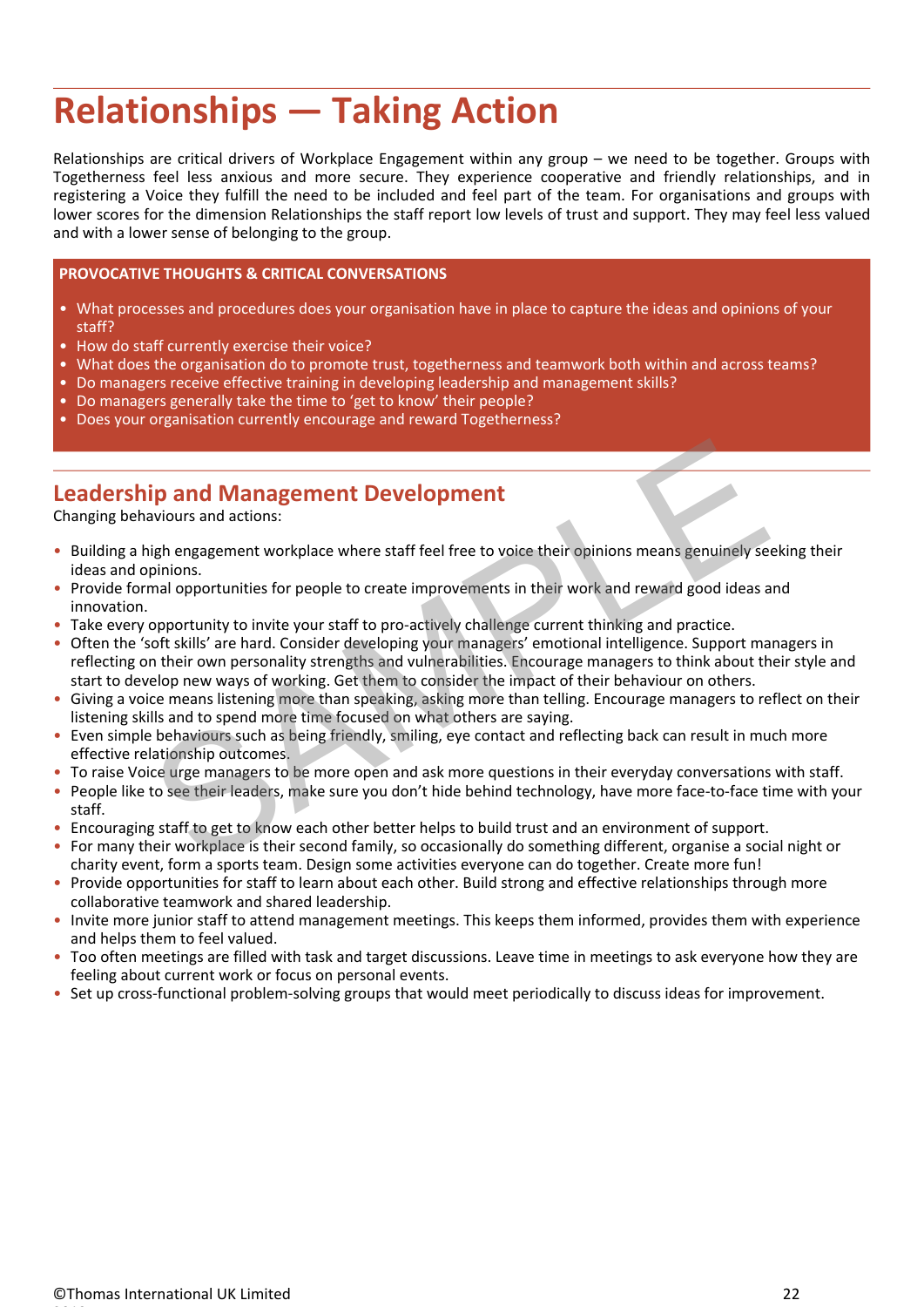# Relationships — Taking Action

Relationships are critical drivers of Workplace Engagement within any group – we need to be together. Groups with Togetherness feel less anxious and more secure. They experience cooperative and friendly relationships, and in registering a Voice they fulfill the need to be included and feel part of the team. For organisations and groups with lower scores for the dimension Relationships the staff report low levels of trust and support. They may feel less valued and with a lower sense of belonging to the group.

**PROVOCATIVE THOUGHTS & CRITICAL CONVERSATIONS**

- What processes and procedures does your organisation have in place to capture the ideas and opinions of your staff?
- How do staff currently exercise their voice?
- What does the organisation do to promote trust, togetherness and teamwork both within and across teams?
- Do managers receive effective training in developing leadership and management skills?
- Do managers generally take the time to 'get to know' their people?
- Does your organisation currently encourage and reward Togetherness?

## Leadership and Management Development

Changing behaviours and actions:

- Building a high engagement workplace where staff feel free to voice their opinions means genuinely seeking their ideas and opinions.
- Provide formal opportunities for people to create improvements in their work and reward good ideas and innovation.
- Take every opportunity to invite your staff to pro-actively challenge current thinking and practice.
- Often the 'soft skills' are hard. Consider developing your managers' emotional intelligence. Support managers in reflecting on their own personality strengths and vulnerabilities. Encourage managers to think about their style and start to develop new ways of working. Get them to consider the impact of their behaviour on others.
- Giving a voice means listening more than speaking, asking more than telling. Encourage managers to reflect on their listening skills and to spend more time focused on what others are saying.
- Even simple behaviours such as being friendly, smiling, eye contact and reflecting back can result in much more effective relationship outcomes.
- To raise Voice urge managers to be more open and ask more questions in their everyday conversations with staff.
- People like to see their leaders, make sure you don't hide behind technology, have more face-to-face time with your staff.
- Encouraging staff to get to know each other better helps to build trust and an environment of support.
- For many their workplace is their second family, so occasionally do something different, organise a social night or charity event, form a sports team. Design some activities everyone can do together. Create more fun!
- Provide opportunities for staff to learn about each other. Build strong and effective relationships through more collaborative teamwork and shared leadership.
- Invite more junior staff to attend management meetings. This keeps them informed, provides them with experience and helps them to feel valued.
- Too often meetings are filled with task and target discussions. Leave time in meetings to ask everyone how they are feeling about current work or focus on personal events.
- Set up cross-functional problem-solving groups that would meet periodically to discuss ideas for improvement.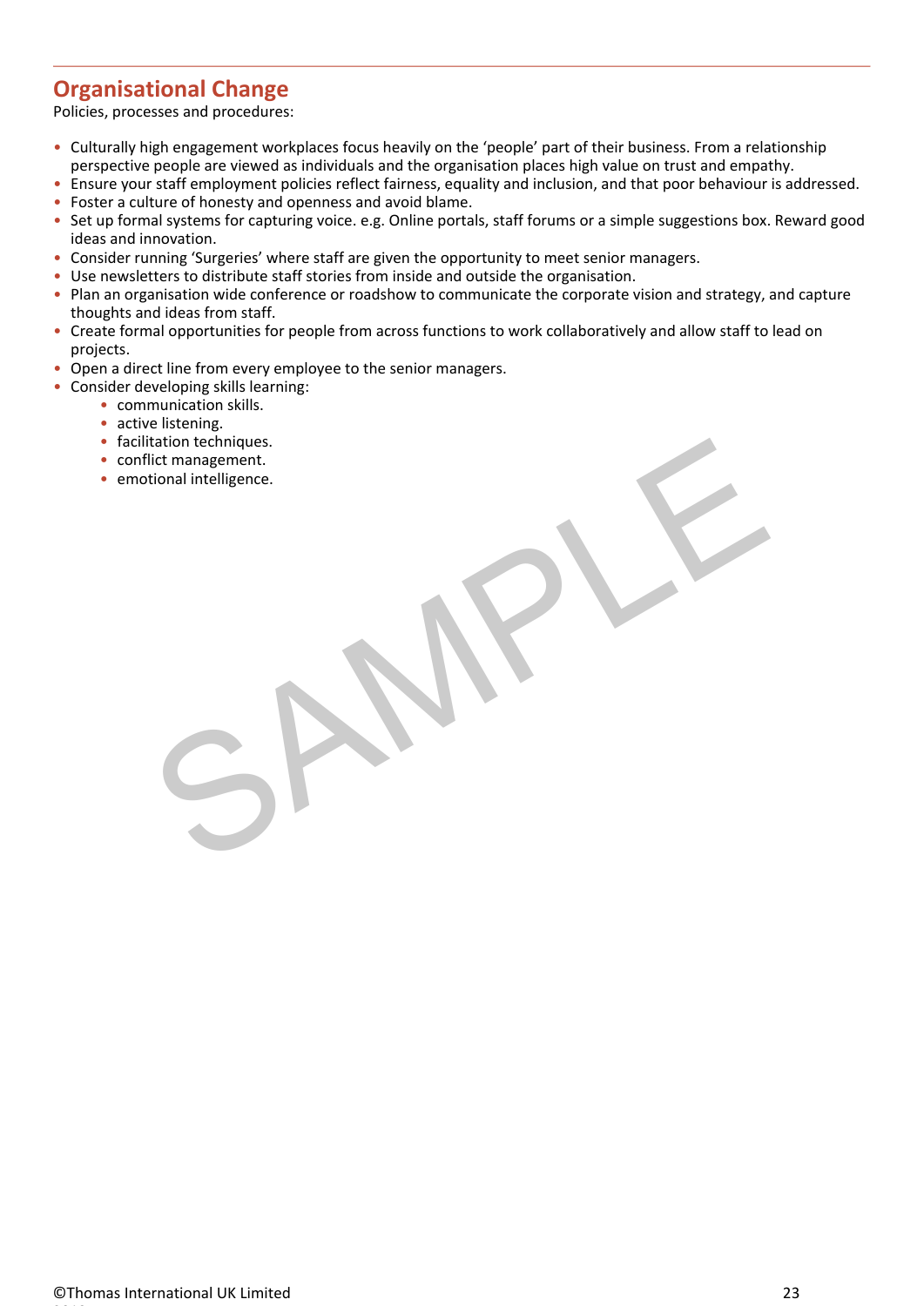## Organisational Change

Policies, processes and procedures:

- Culturally high engagement workplaces focus heavily on the 'people' part of their business. From a relationship perspective people are viewed as individuals and the organisation places high value on trust and empathy.
- Ensure your staff employment policies reflect fairness, equality and inclusion, and that poor behaviour is addressed.
- Foster a culture of honesty and openness and avoid blame.
- Set up formal systems for capturing voice. e.g. Online portals, staff forums or a simple suggestions box. Reward good ideas and innovation.
- Consider running 'Surgeries' where staff are given the opportunity to meet senior managers.
- Use newsletters to distribute staff stories from inside and outside the organisation.
- Plan an organisation wide conference or roadshow to communicate the corporate vision and strategy, and capture thoughts and ideas from staff.
- Create formal opportunities for people from across functions to work collaboratively and allow staff to lead on projects.
- Open a direct line from every employee to the senior managers.
- Consider developing skills learning:
  - communication skills.
  - active listening.
  - facilitation techniques.
  - conflict management.
  - emotional intelligence.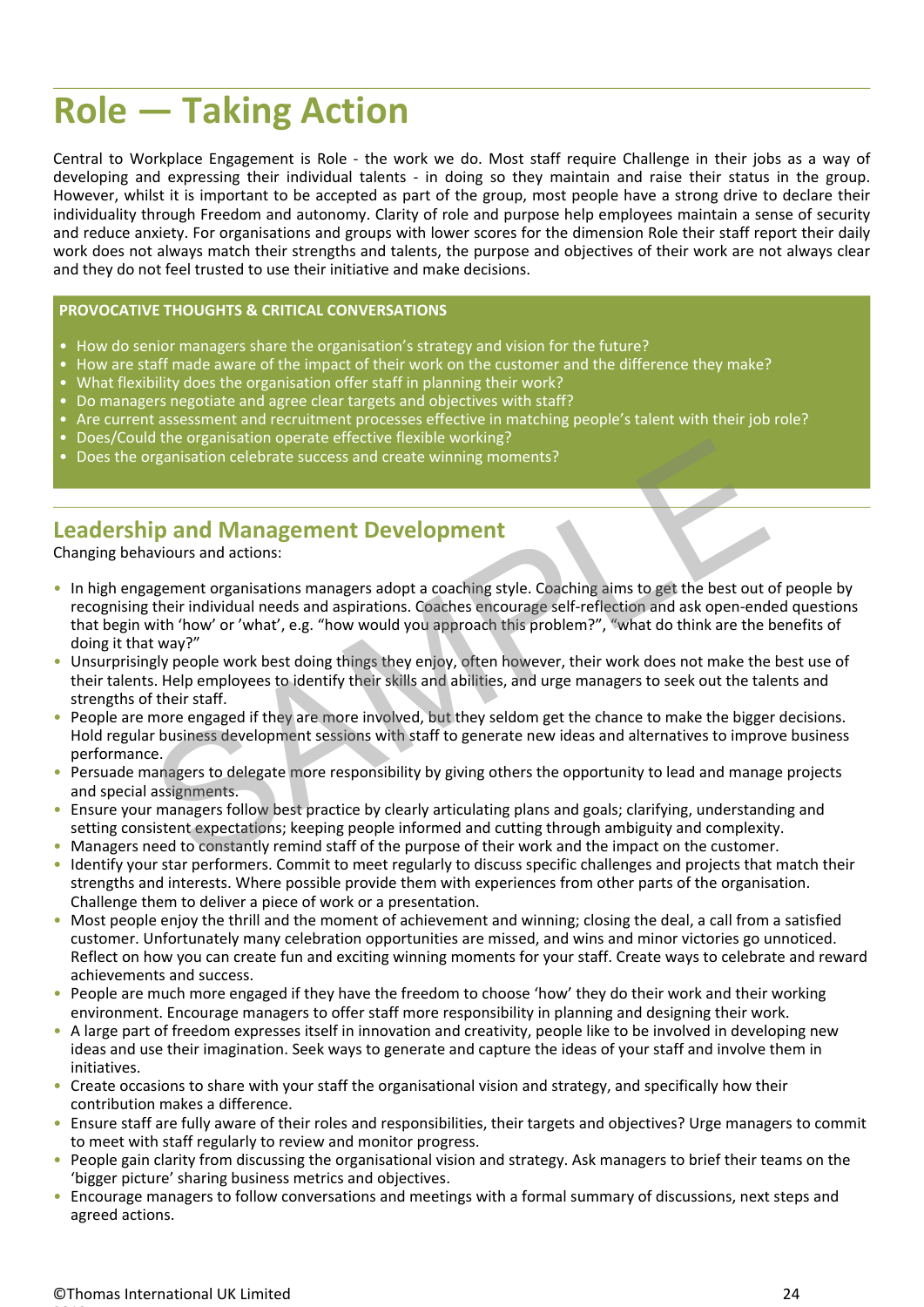# Role — Taking Action

Central to Workplace Engagement is Role - the work we do. Most staff require Challenge in their jobs as a way of developing and expressing their individual talents - in doing so they maintain and raise their status in the group. However, whilst it is important to be accepted as part of the group, most people have a strong drive to declare their individuality through Freedom and autonomy. Clarity of role and purpose help employees maintain a sense of security and reduce anxiety. For organisations and groups with lower scores for the dimension Role their staff report their daily work does not always match their strengths and talents, the purpose and objectives of their work are not always clear and they do not feel trusted to use their initiative and make decisions.

**PROVOCATIVE THOUGHTS & CRITICAL CONVERSATIONS**

- How do senior managers share the organisation's strategy and vision for the future?
- How are staff made aware of the impact of their work on the customer and the difference they make?
- What flexibility does the organisation offer staff in planning their work?
- Do managers negotiate and agree clear targets and objectives with staff?
- Are current assessment and recruitment processes effective in matching people's talent with their job role?
- Does/Could the organisation operate effective flexible working?
- Does the organisation celebrate success and create winning moments?

## Leadership and Management Development

Changing behaviours and actions:

- In high engagement organisations managers adopt a coaching style. Coaching aims to get the best out of people by recognising their individual needs and aspirations. Coaches encourage self-reflection and ask open-ended questions that begin with 'how' or 'what', e.g. "how would you approach this problem?", "what do think are the benefits of doing it that way?"
- Unsurprisingly people work best doing things they enjoy, often however, their work does not make the best use of their talents. Help employees to identify their skills and abilities, and urge managers to seek out the talents and strengths of their staff.
- People are more engaged if they are more involved, but they seldom get the chance to make the bigger decisions. Hold regular business development sessions with staff to generate new ideas and alternatives to improve business performance.
- Persuade managers to delegate more responsibility by giving others the opportunity to lead and manage projects and special assignments.
- Ensure your managers follow best practice by clearly articulating plans and goals; clarifying, understanding and setting consistent expectations; keeping people informed and cutting through ambiguity and complexity.
- Managers need to constantly remind staff of the purpose of their work and the impact on the customer.
- Identify your star performers. Commit to meet regularly to discuss specific challenges and projects that match their strengths and interests. Where possible provide them with experiences from other parts of the organisation. Challenge them to deliver a piece of work or a presentation.
- Most people enjoy the thrill and the moment of achievement and winning; closing the deal, a call from a satisfied customer. Unfortunately many celebration opportunities are missed, and wins and minor victories go unnoticed. Reflect on how you can create fun and exciting winning moments for your staff. Create ways to celebrate and reward achievements and success.
- People are much more engaged if they have the freedom to choose 'how' they do their work and their working environment. Encourage managers to offer staff more responsibility in planning and designing their work.
- A large part of freedom expresses itself in innovation and creativity, people like to be involved in developing new ideas and use their imagination. Seek ways to generate and capture the ideas of your staff and involve them in initiatives.
- Create occasions to share with your staff the organisational vision and strategy, and specifically how their contribution makes a difference.
- Ensure staff are fully aware of their roles and responsibilities, their targets and objectives? Urge managers to commit to meet with staff regularly to review and monitor progress.
- People gain clarity from discussing the organisational vision and strategy. Ask managers to brief their teams on the 'bigger picture' sharing business metrics and objectives.
- Encourage managers to follow conversations and meetings with a formal summary of discussions, next steps and agreed actions.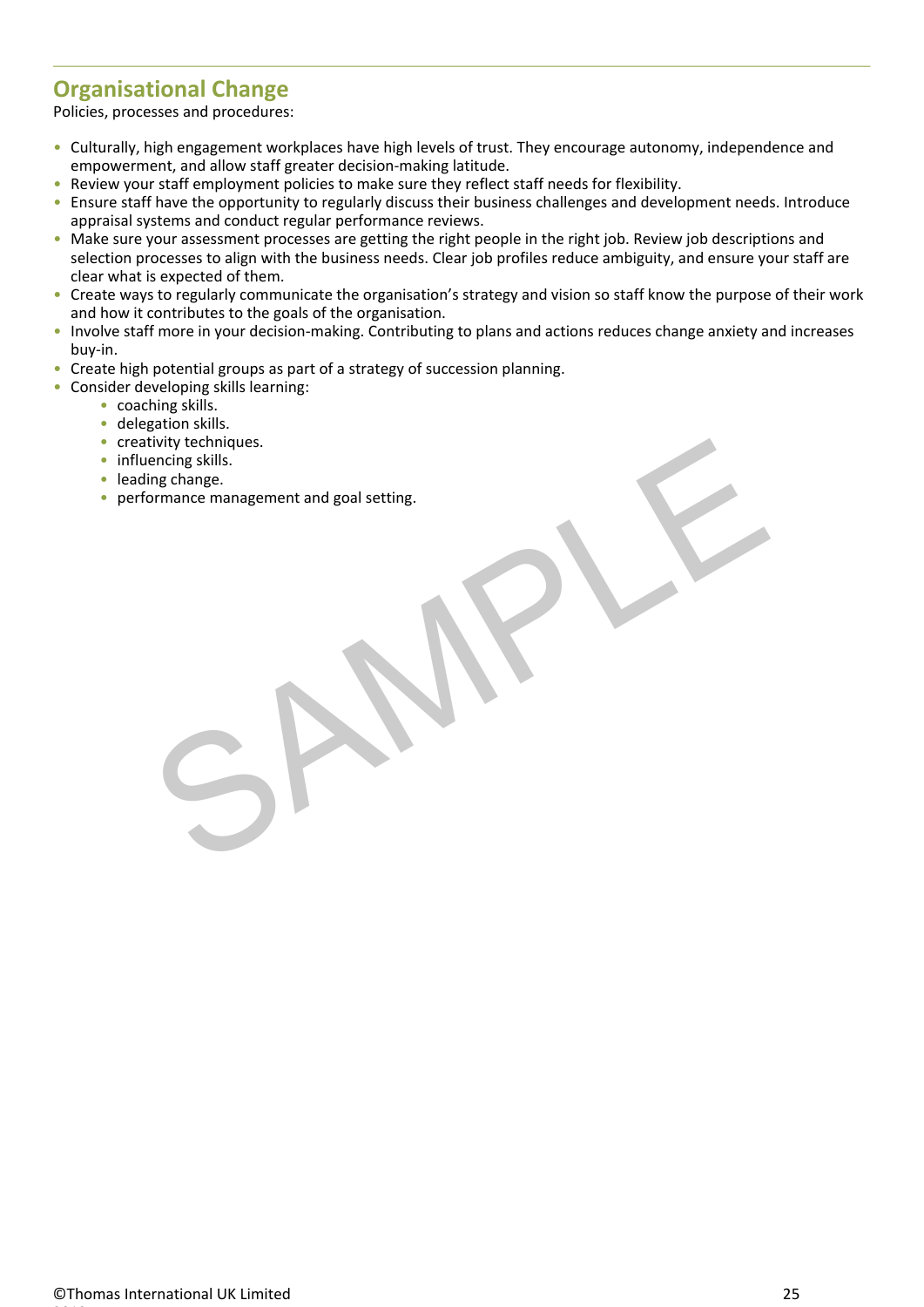## Organisational Change

Policies, processes and procedures:

- Culturally, high engagement workplaces have high levels of trust. They encourage autonomy, independence and empowerment, and allow staff greater decision-making latitude.
- Review your staff employment policies to make sure they reflect staff needs for flexibility.
- Ensure staff have the opportunity to regularly discuss their business challenges and development needs. Introduce appraisal systems and conduct regular performance reviews.
- Make sure your assessment processes are getting the right people in the right job. Review job descriptions and selection processes to align with the business needs. Clear job profiles reduce ambiguity, and ensure your staff are clear what is expected of them.
- Create ways to regularly communicate the organisation's strategy and vision so staff know the purpose of their work and how it contributes to the goals of the organisation.
- Involve staff more in your decision-making. Contributing to plans and actions reduces change anxiety and increases buy-in.
- Create high potential groups as part of a strategy of succession planning.
- Consider developing skills learning:
    - coaching skills.
    - delegation skills.
    - creativity techniques.
    - influencing skills.
    - leading change.
    - performance management and goal setting.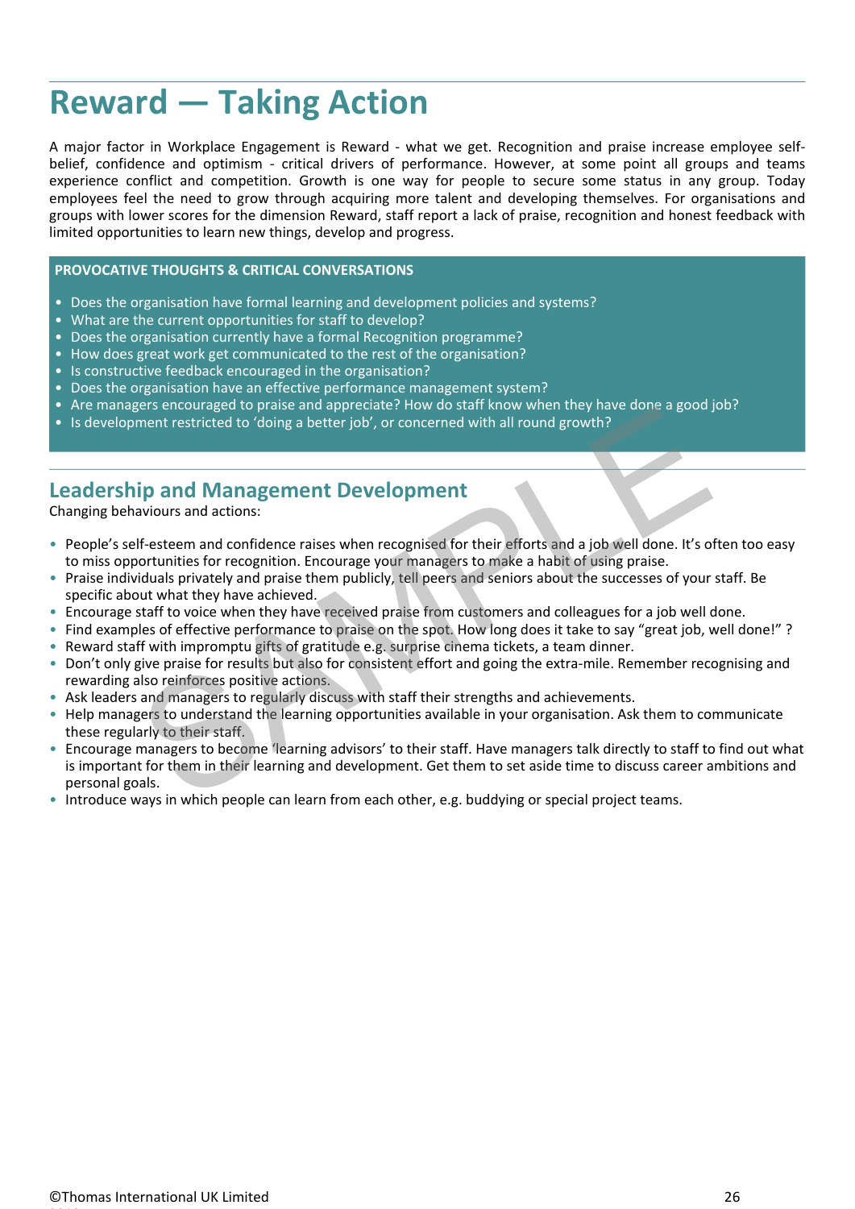# Reward — Taking Action

A major factor in Workplace Engagement is Reward - what we get. Recognition and praise increase employee self-belief, confidence and optimism - critical drivers of performance. However, at some point all groups and teams experience conflict and competition. Growth is one way for people to secure some status in any group. Today employees feel the need to grow through acquiring more talent and developing themselves. For organisations and groups with lower scores for the dimension Reward, staff report a lack of praise, recognition and honest feedback with limited opportunities to learn new things, develop and progress.

**PROVOCATIVE THOUGHTS & CRITICAL CONVERSATIONS**

- Does the organisation have formal learning and development policies and systems?
- What are the current opportunities for staff to develop?
- Does the organisation currently have a formal Recognition programme?
- How does great work get communicated to the rest of the organisation?
- Is constructive feedback encouraged in the organisation?
- Does the organisation have an effective performance management system?
- Are managers encouraged to praise and appreciate? How do staff know when they have done a good job?
- Is development restricted to 'doing a better job', or concerned with all round growth?

## Leadership and Management Development

Changing behaviours and actions:

- People's self-esteem and confidence raises when recognised for their efforts and a job well done. It's often too easy to miss opportunities for recognition. Encourage your managers to make a habit of using praise.
- Praise individuals privately and praise them publicly, tell peers and seniors about the successes of your staff. Be specific about what they have achieved.
- Encourage staff to voice when they have received praise from customers and colleagues for a job well done.
- Find examples of effective performance to praise on the spot. How long does it take to say "great job, well done!" ?
- Reward staff with impromptu gifts of gratitude e.g. surprise cinema tickets, a team dinner.
- Don't only give praise for results but also for consistent effort and going the extra-mile. Remember recognising and rewarding also reinforces positive actions.
- Ask leaders and managers to regularly discuss with staff their strengths and achievements.
- Help managers to understand the learning opportunities available in your organisation. Ask them to communicate these regularly to their staff.
- Encourage managers to become 'learning advisors' to their staff. Have managers talk directly to staff to find out what is important for them in their learning and development. Get them to set aside time to discuss career ambitions and personal goals.
- Introduce ways in which people can learn from each other, e.g. buddying or special project teams.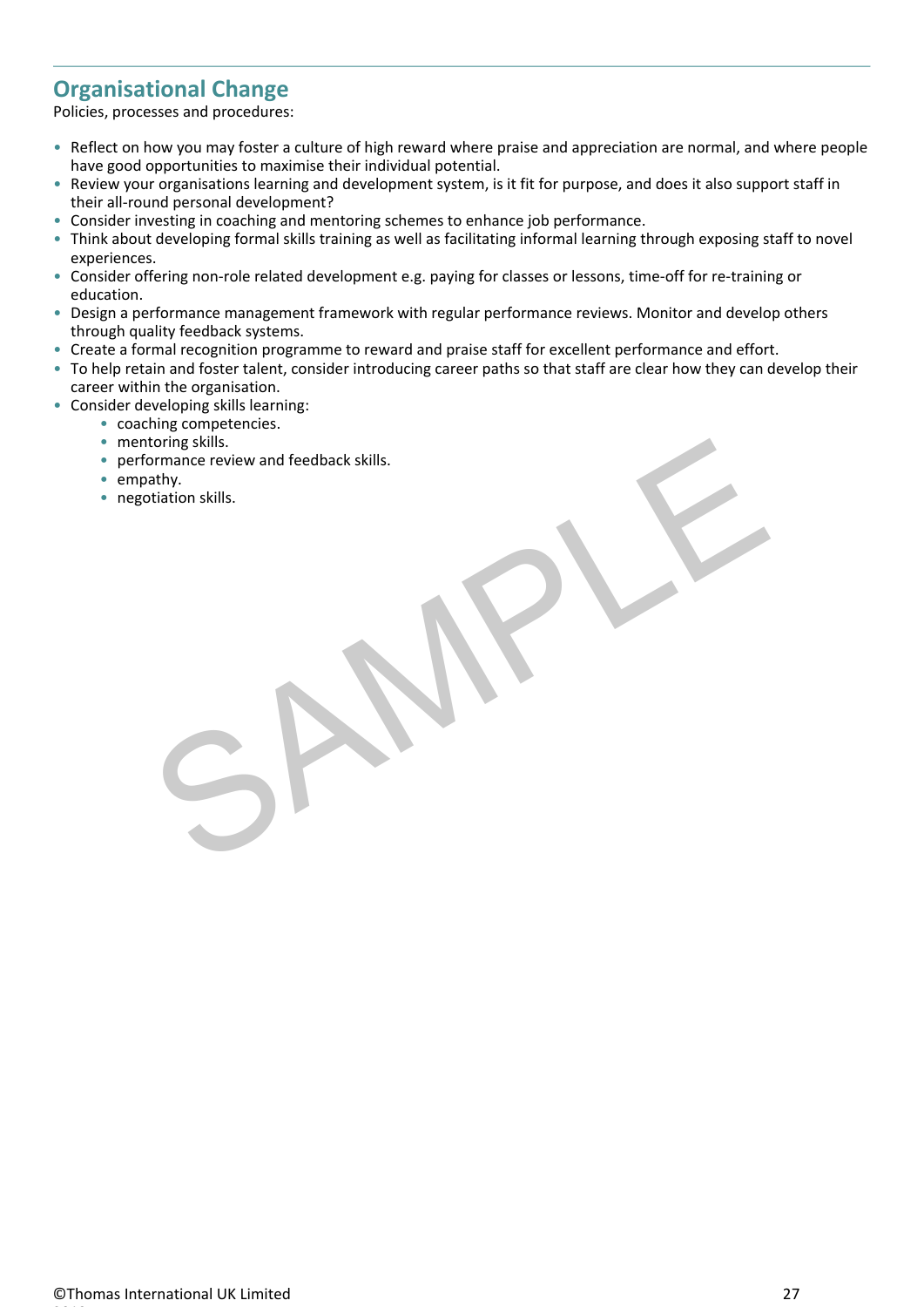## Organisational Change

Policies, processes and procedures:

- Reflect on how you may foster a culture of high reward where praise and appreciation are normal, and where people have good opportunities to maximise their individual potential.
- Review your organisations learning and development system, is it fit for purpose, and does it also support staff in their all-round personal development?
- Consider investing in coaching and mentoring schemes to enhance job performance.
- Think about developing formal skills training as well as facilitating informal learning through exposing staff to novel experiences.
- Consider offering non-role related development e.g. paying for classes or lessons, time-off for re-training or education.
- Design a performance management framework with regular performance reviews. Monitor and develop others through quality feedback systems.
- Create a formal recognition programme to reward and praise staff for excellent performance and effort.
- To help retain and foster talent, consider introducing career paths so that staff are clear how they can develop their career within the organisation.
- Consider developing skills learning:
    - coaching competencies.
    - mentoring skills.
    - performance review and feedback skills.
    - empathy.
    - negotiation skills.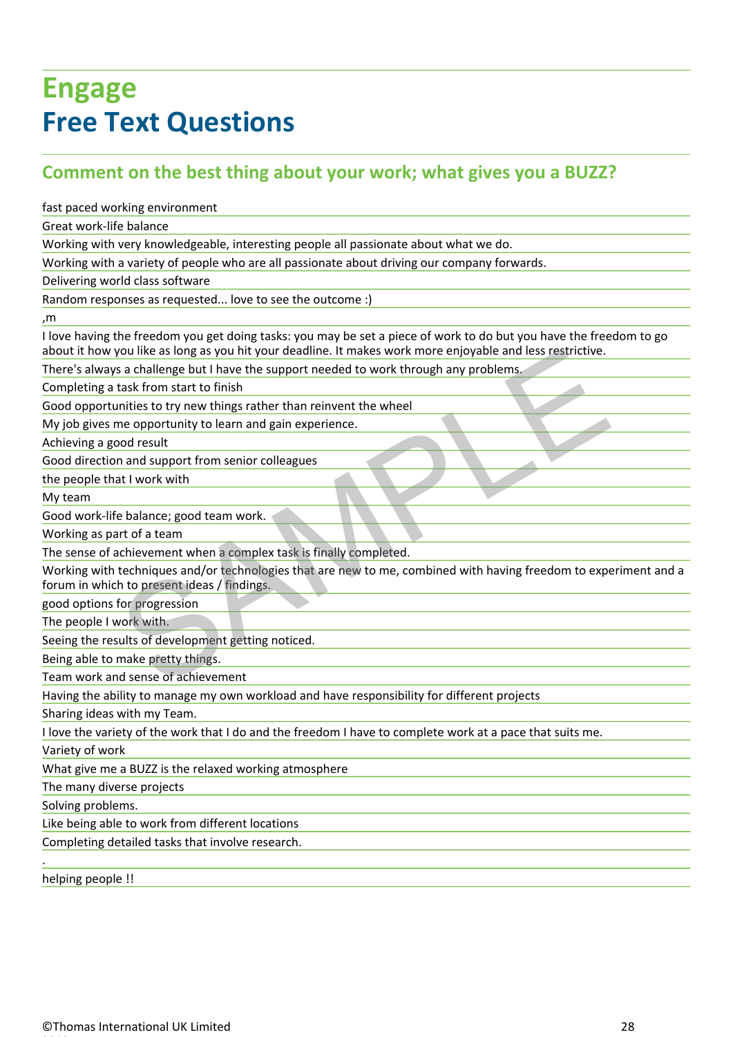# Engage
# Free Text Questions

## Comment on the best thing about your work; what gives you a BUZZ?

fast paced working environment

Great work-life balance

Working with very knowledgeable, interesting people all passionate about what we do.

Working with a variety of people who are all passionate about driving our company forwards.

Delivering world class software

Random responses as requested... love to see the outcome :)

,m

I love having the freedom you get doing tasks: you may be set a piece of work to do but you have the freedom to go about it how you like as long as you hit your deadline. It makes work more enjoyable and less restrictive.

There's always a challenge but I have the support needed to work through any problems.

Completing a task from start to finish

Good opportunities to try new things rather than reinvent the wheel

My job gives me opportunity to learn and gain experience.

Achieving a good result

Good direction and support from senior colleagues

the people that I work with

My team

Good work-life balance; good team work.

Working as part of a team

The sense of achievement when a complex task is finally completed.

Working with techniques and/or technologies that are new to me, combined with having freedom to experiment and a forum in which to present ideas / findings.

good options for progression

The people I work with.

Seeing the results of development getting noticed.

Being able to make pretty things.

Team work and sense of achievement

Having the ability to manage my own workload and have responsibility for different projects

Sharing ideas with my Team.

I love the variety of the work that I do and the freedom I have to complete work at a pace that suits me.

Variety of work

What give me a BUZZ is the relaxed working atmosphere

The many diverse projects

Solving problems.

Like being able to work from different locations

Completing detailed tasks that involve research.

.

helping people !!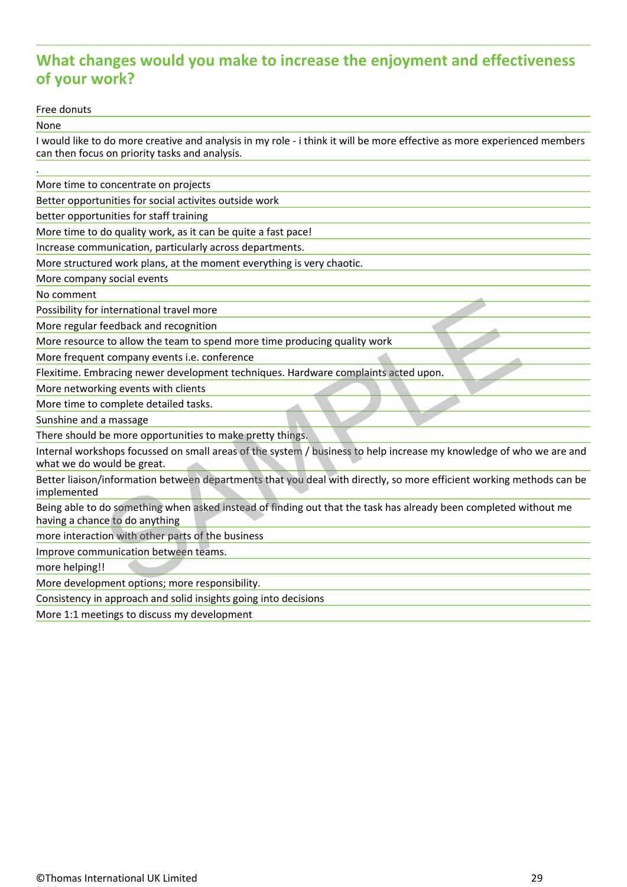## What changes would you make to increase the enjoyment and effectiveness of your work?

Free donuts

None

I would like to do more creative and analysis in my role - i think it will be more effective as more experienced members can then focus on priority tasks and analysis.

.

More time to concentrate on projects

Better opportunities for social activites outside work

better opportunities for staff training

More time to do quality work, as it can be quite a fast pace!

Increase communication, particularly across departments.

More structured work plans, at the moment everything is very chaotic.

More company social events

No comment

Possibility for international travel more

More regular feedback and recognition

More resource to allow the team to spend more time producing quality work

More frequent company events i.e. conference

Flexitime. Embracing newer development techniques. Hardware complaints acted upon.

More networking events with clients

More time to complete detailed tasks.

Sunshine and a massage

There should be more opportunities to make pretty things.

Internal workshops focussed on small areas of the system / business to help increase my knowledge of who we are and what we do would be great.

Better liaison/information between departments that you deal with directly, so more efficient working methods can be implemented

Being able to do something when asked instead of finding out that the task has already been completed without me having a chance to do anything

more interaction with other parts of the business

Improve communication between teams.

more helping!!

More development options; more responsibility.

Consistency in approach and solid insights going into decisions

More 1:1 meetings to discuss my development

©Thomas International UK Limited